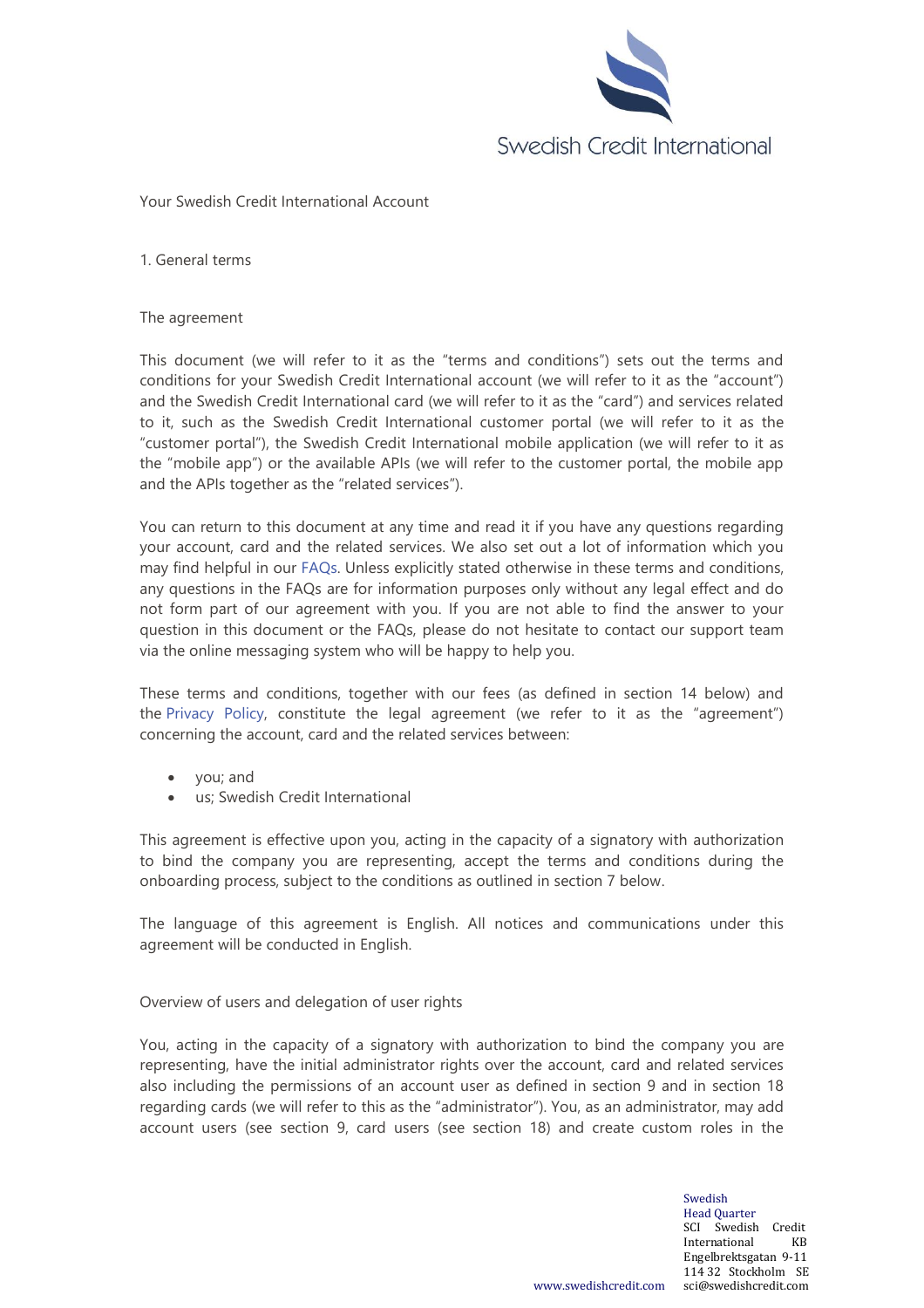# Your Swedish Credit International Account

## 1. General terms

### The agreement

This document (we will refer to it as the "terms and conditions") sets out the terms and conditions for your Swedish Credit International account (we will refer to it as the "account") and the Swedish Credit International card (we will refer to it as the "card") and services related to it, such as the Swedish Credit International customer portal (we will refer to it as the "customer portal"), the Swedish Credit International mobile application (we will refer to it as the "mobile app") or the available APIs (we will refer to the customer portal, the mobile app and the APIs together as the "related services").

You can return to this document at any time and read it if you have any questions regarding your account, card and the related services. We also set out a lot of information which you may find helpful in our FAQs. Unless explicitly stated otherwise in these terms and conditions, any questions in the FAQs are for information purposes only without any legal effect and do not form part of our agreement with you. If you are not able to find the answer to your question in this document or the FAQs, please do not hesitate to contact our support team via the online messaging system who will be happy to help you.

These terms and conditions, together with our fees (as defined in section 14 below) and the Privacy Policy, constitute the legal agreement (we refer to it as the "agreement") concerning the account, card and the related services between:

- you; and
- us; Swedish Credit International

This agreement is effective upon you, acting in the capacity of a signatory with authorization to bind the company you are representing, accept the terms and conditions during the onboarding process, subject to the conditions as outlined in section 7 below.

The language of this agreement is English. All notices and communications under this agreement will be conducted in English.

### Overview of users and delegation of user rights

You, acting in the capacity of a signatory with authorization to bind the company you are representing, have the initial administrator rights over the account, card and related services also including the permissions of an account user as defined in section 9 and in section 18 regarding cards (we will refer to this as the "administrator"). You, as an administrator, may add account users (see section 9, card users (see section 18) and create custom roles in the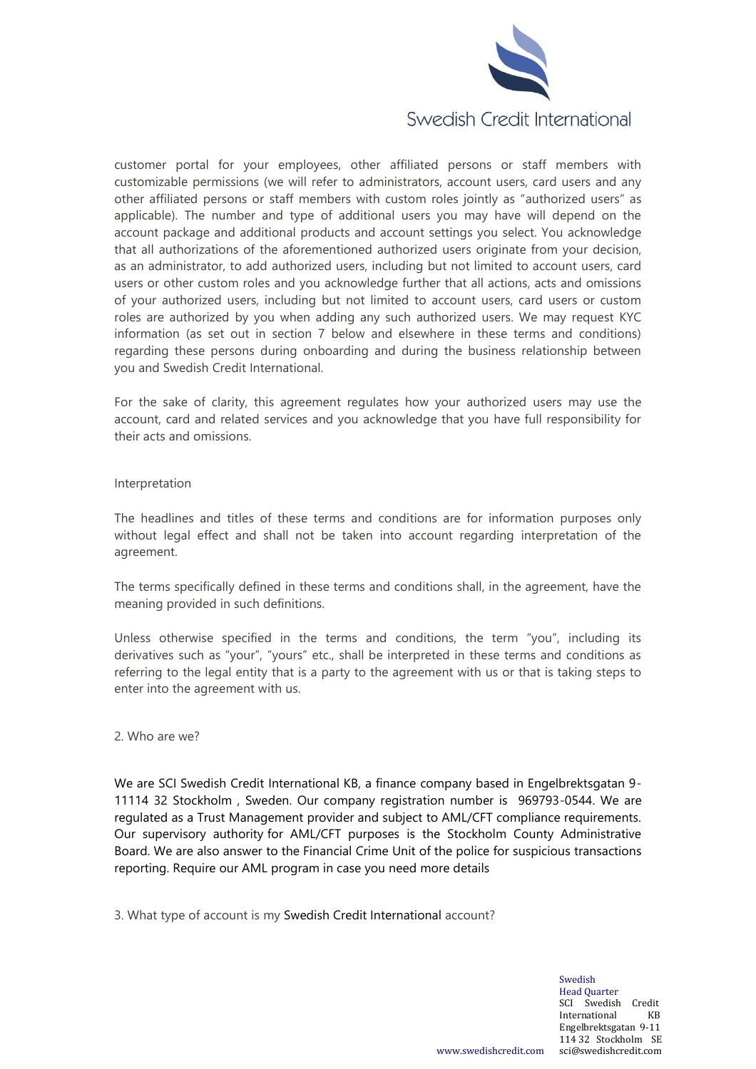customer portal for your employees, other affiliated persons or staff members with customizable permissions (we will refer to administrators, account users, card users and any other affiliated persons or staff members with custom roles jointly as "authorized users" as applicable). The number and type of additional users you may have will depend on the account package and additional products and account settings you select. You acknowledge that all authorizations of the aforementioned authorized users originate from your decision, as an administrator, to add authorized users, including but not limited to account users, card users or other custom roles and you acknowledge further that all actions, acts and omissions of your authorized users, including but not limited to account users, card users or custom roles are authorized by you when adding any such authorized users. We may request KYC information (as set out in section 7 below and elsewhere in these terms and conditions) regarding these persons during onboarding and during the business relationship between you and Swedish Credit International.

For the sake of clarity, this agreement regulates how your authorized users may use the account, card and related services and you acknowledge that you have full responsibility for their acts and omissions.

## Interpretation

The headlines and titles of these terms and conditions are for information purposes only without legal effect and shall not be taken into account regarding interpretation of the agreement.

The terms specifically defined in these terms and conditions shall, in the agreement, have the meaning provided in such definitions.

Unless otherwise specified in the terms and conditions, the term "you", including its derivatives such as "your", "yours" etc., shall be interpreted in these terms and conditions as referring to the legal entity that is a party to the agreement with us or that is taking steps to enter into the agreement with us.

## 2. Who are we?

We are SCI Swedish Credit International KB, a finance company based in Engelbrektsgatan 9-11114 32 Stockholm , Sweden. Our company registration number is 969793-0544. We are regulated as a Trust Management provider and subject to AML/CFT compliance requirements. Our supervisory authority for AML/CFT purposes is the Stockholm County Administrative Board. We are also answer to the Financial Crime Unit of the police for suspicious transactions reporting. Require our AML program in case you need more details

## 3. What type of account is my Swedish Credit International account?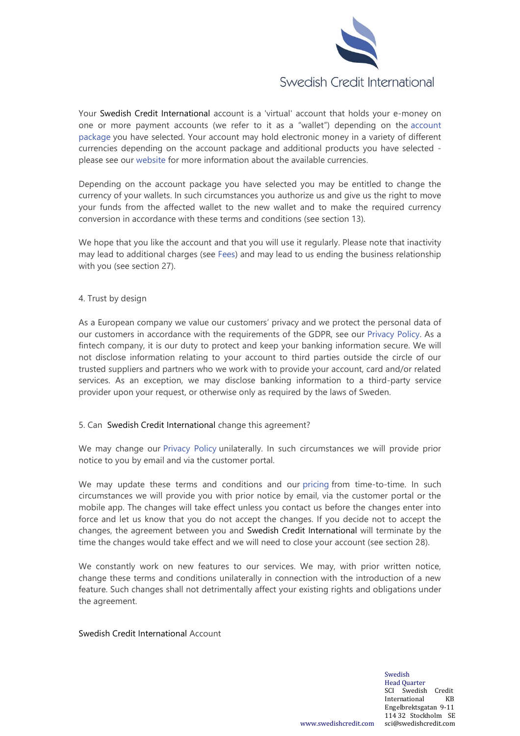Your Swedish Credit International account is a 'virtual' account that holds your e-money on one or more payment accounts (we refer to it as a "wallet") depending on the account package you have selected. Your account may hold electronic money in a variety of different currencies depending on the account package and additional products you have selected - please see our website for more information about the available currencies.

Depending on the account package you have selected you may be entitled to change the currency of your wallets. In such circumstances you authorize us and give us the right to move your funds from the affected wallet to the new wallet and to make the required currency conversion in accordance with these terms and conditions (see section 13).

We hope that you like the account and that you will use it regularly. Please note that inactivity may lead to additional charges (see Fees) and may lead to us ending the business relationship with you (see section 27).

## 4. Trust by design

As a European company we value our customers' privacy and we protect the personal data of our customers in accordance with the requirements of the GDPR, see our Privacy Policy. As a fintech company, it is our duty to protect and keep your banking information secure. We will not disclose information relating to your account to third parties outside the circle of our trusted suppliers and partners who we work with to provide your account, card and/or related services. As an exception, we may disclose banking information to a third-party service provider upon your request, or otherwise only as required by the laws of Sweden.

## 5. Can Swedish Credit International change this agreement?

We may change our Privacy Policy unilaterally. In such circumstances we will provide prior notice to you by email and via the customer portal.

We may update these terms and conditions and our pricing from time-to-time. In such circumstances we will provide you with prior notice by email, via the customer portal or the mobile app. The changes will take effect unless you contact us before the changes enter into force and let us know that you do not accept the changes. If you decide not to accept the changes, the agreement between you and Swedish Credit International will terminate by the time the changes would take effect and we will need to close your account (see section 28).

We constantly work on new features to our services. We may, with prior written notice, change these terms and conditions unilaterally in connection with the introduction of a new feature. Such changes shall not detrimentally affect your existing rights and obligations under the agreement.

Swedish Credit International Account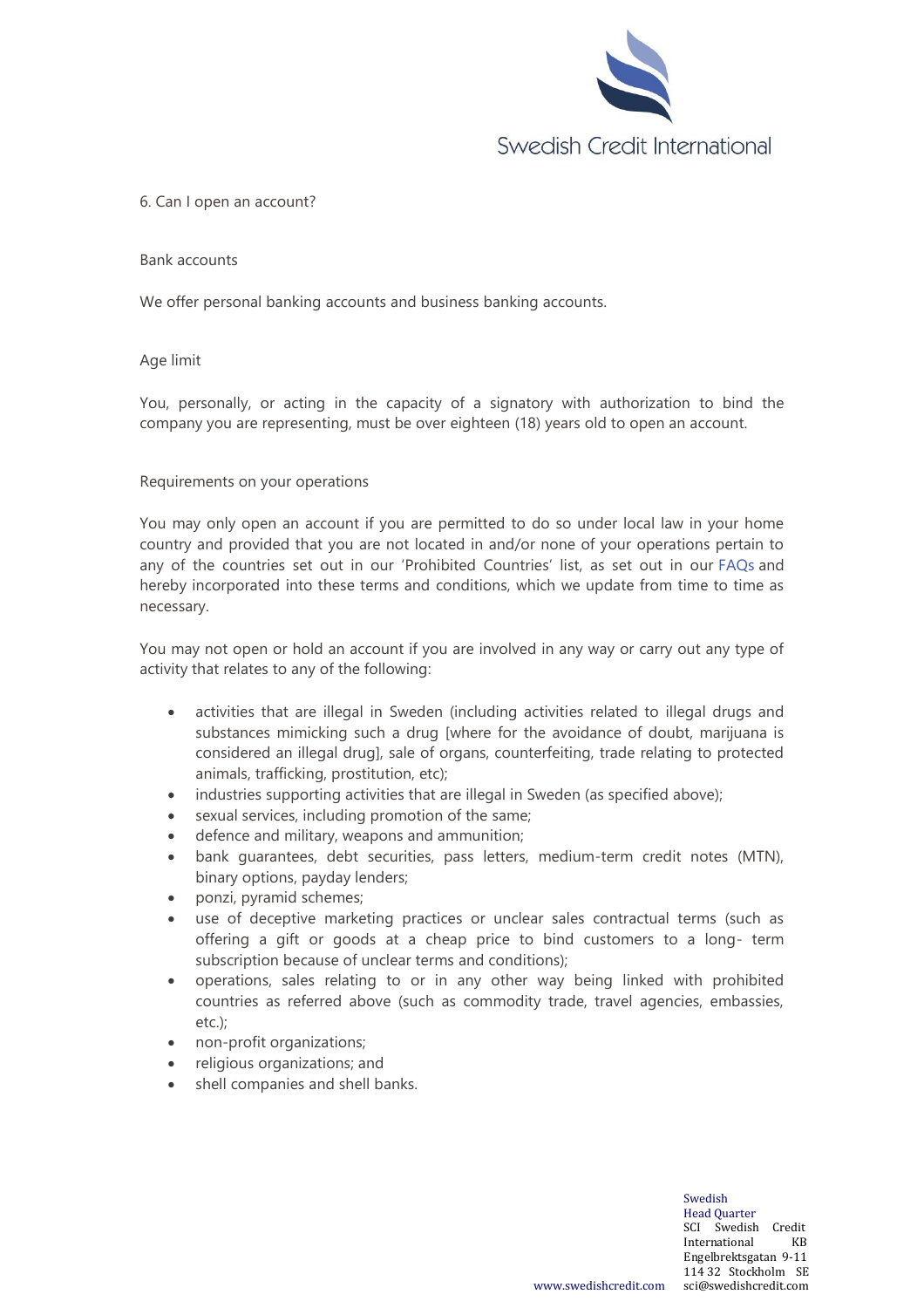## 6. Can I open an account?

### Bank accounts

We offer personal banking accounts and business banking accounts.

### Age limit

You, personally, or acting in the capacity of a signatory with authorization to bind the company you are representing, must be over eighteen (18) years old to open an account.

### Requirements on your operations

You may only open an account if you are permitted to do so under local law in your home country and provided that you are not located in and/or none of your operations pertain to any of the countries set out in our 'Prohibited Countries' list, as set out in our FAQs and hereby incorporated into these terms and conditions, which we update from time to time as necessary.

You may not open or hold an account if you are involved in any way or carry out any type of activity that relates to any of the following:

- activities that are illegal in Sweden (including activities related to illegal drugs and substances mimicking such a drug [where for the avoidance of doubt, marijuana is considered an illegal drug], sale of organs, counterfeiting, trade relating to protected animals, trafficking, prostitution, etc);
- industries supporting activities that are illegal in Sweden (as specified above);
- sexual services, including promotion of the same;
- defence and military, weapons and ammunition;
- bank guarantees, debt securities, pass letters, medium-term credit notes (MTN), binary options, payday lenders;
- ponzi, pyramid schemes;
- use of deceptive marketing practices or unclear sales contractual terms (such as offering a gift or goods at a cheap price to bind customers to a long- term subscription because of unclear terms and conditions);
- operations, sales relating to or in any other way being linked with prohibited countries as referred above (such as commodity trade, travel agencies, embassies, etc.);
- non-profit organizations;
- religious organizations; and
- shell companies and shell banks.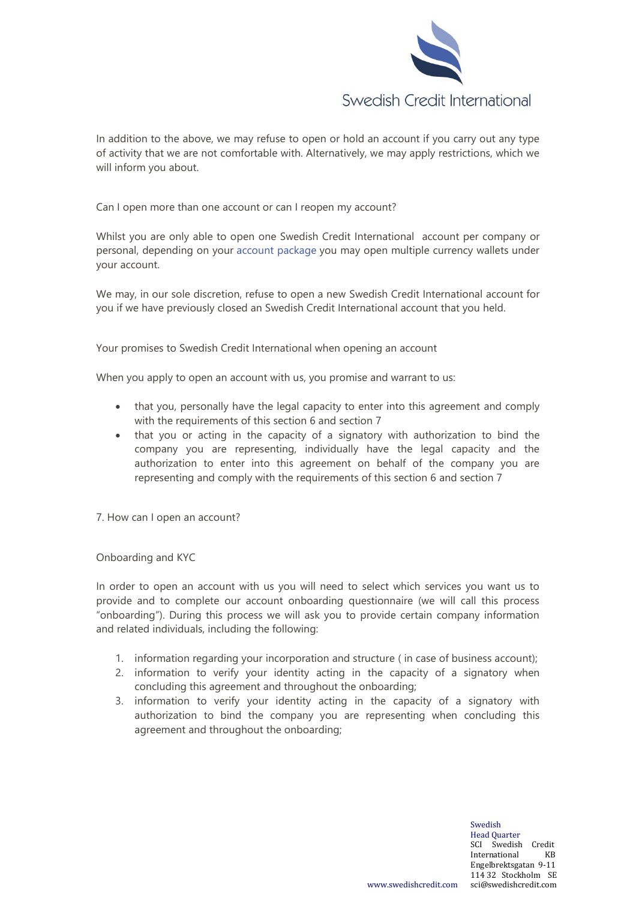In addition to the above, we may refuse to open or hold an account if you carry out any type of activity that we are not comfortable with. Alternatively, we may apply restrictions, which we will inform you about.

### Can I open more than one account or can I reopen my account?

Whilst you are only able to open one Swedish Credit International account per company or personal, depending on your account package you may open multiple currency wallets under your account.

We may, in our sole discretion, refuse to open a new Swedish Credit International account for you if we have previously closed an Swedish Credit International account that you held.

### Your promises to Swedish Credit International when opening an account

When you apply to open an account with us, you promise and warrant to us:

- that you, personally have the legal capacity to enter into this agreement and comply with the requirements of this section 6 and section 7
- that you or acting in the capacity of a signatory with authorization to bind the company you are representing, individually have the legal capacity and the authorization to enter into this agreement on behalf of the company you are representing and comply with the requirements of this section 6 and section 7

## 7. How can I open an account?

### Onboarding and KYC

In order to open an account with us you will need to select which services you want us to provide and to complete our account onboarding questionnaire (we will call this process "onboarding"). During this process we will ask you to provide certain company information and related individuals, including the following:

1. information regarding your incorporation and structure ( in case of business account);
2. information to verify your identity acting in the capacity of a signatory when concluding this agreement and throughout the onboarding;
3. information to verify your identity acting in the capacity of a signatory with authorization to bind the company you are representing when concluding this agreement and throughout the onboarding;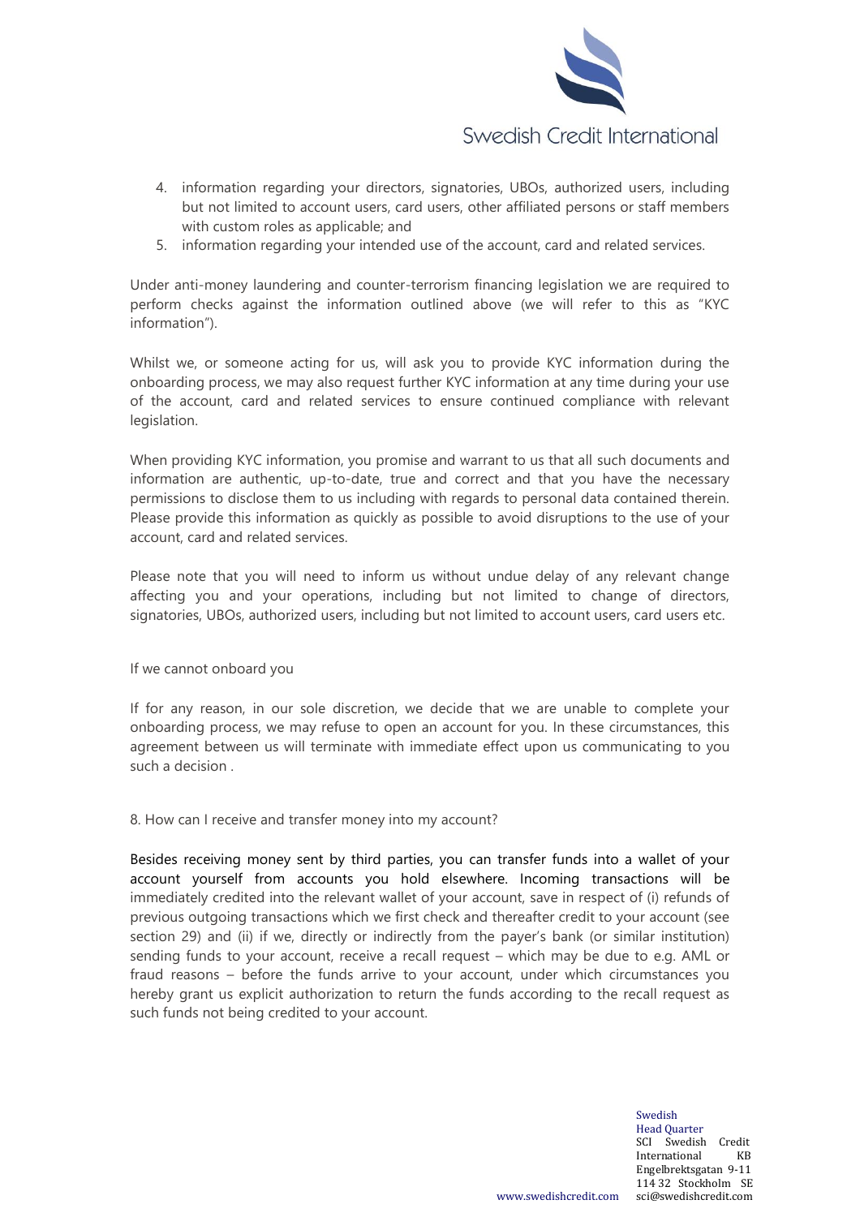4. information regarding your directors, signatories, UBOs, authorized users, including but not limited to account users, card users, other affiliated persons or staff members with custom roles as applicable; and
5. information regarding your intended use of the account, card and related services.

Under anti-money laundering and counter-terrorism financing legislation we are required to perform checks against the information outlined above (we will refer to this as "KYC information").

Whilst we, or someone acting for us, will ask you to provide KYC information during the onboarding process, we may also request further KYC information at any time during your use of the account, card and related services to ensure continued compliance with relevant legislation.

When providing KYC information, you promise and warrant to us that all such documents and information are authentic, up-to-date, true and correct and that you have the necessary permissions to disclose them to us including with regards to personal data contained therein. Please provide this information as quickly as possible to avoid disruptions to the use of your account, card and related services.

Please note that you will need to inform us without undue delay of any relevant change affecting you and your operations, including but not limited to change of directors, signatories, UBOs, authorized users, including but not limited to account users, card users etc.

If we cannot onboard you

If for any reason, in our sole discretion, we decide that we are unable to complete your onboarding process, we may refuse to open an account for you. In these circumstances, this agreement between us will terminate with immediate effect upon us communicating to you such a decision .

## 8. How can I receive and transfer money into my account?

Besides receiving money sent by third parties, you can transfer funds into a wallet of your account yourself from accounts you hold elsewhere. Incoming transactions will be immediately credited into the relevant wallet of your account, save in respect of (i) refunds of previous outgoing transactions which we first check and thereafter credit to your account (see section 29) and (ii) if we, directly or indirectly from the payer's bank (or similar institution) sending funds to your account, receive a recall request – which may be due to e.g. AML or fraud reasons – before the funds arrive to your account, under which circumstances you hereby grant us explicit authorization to return the funds according to the recall request as such funds not being credited to your account.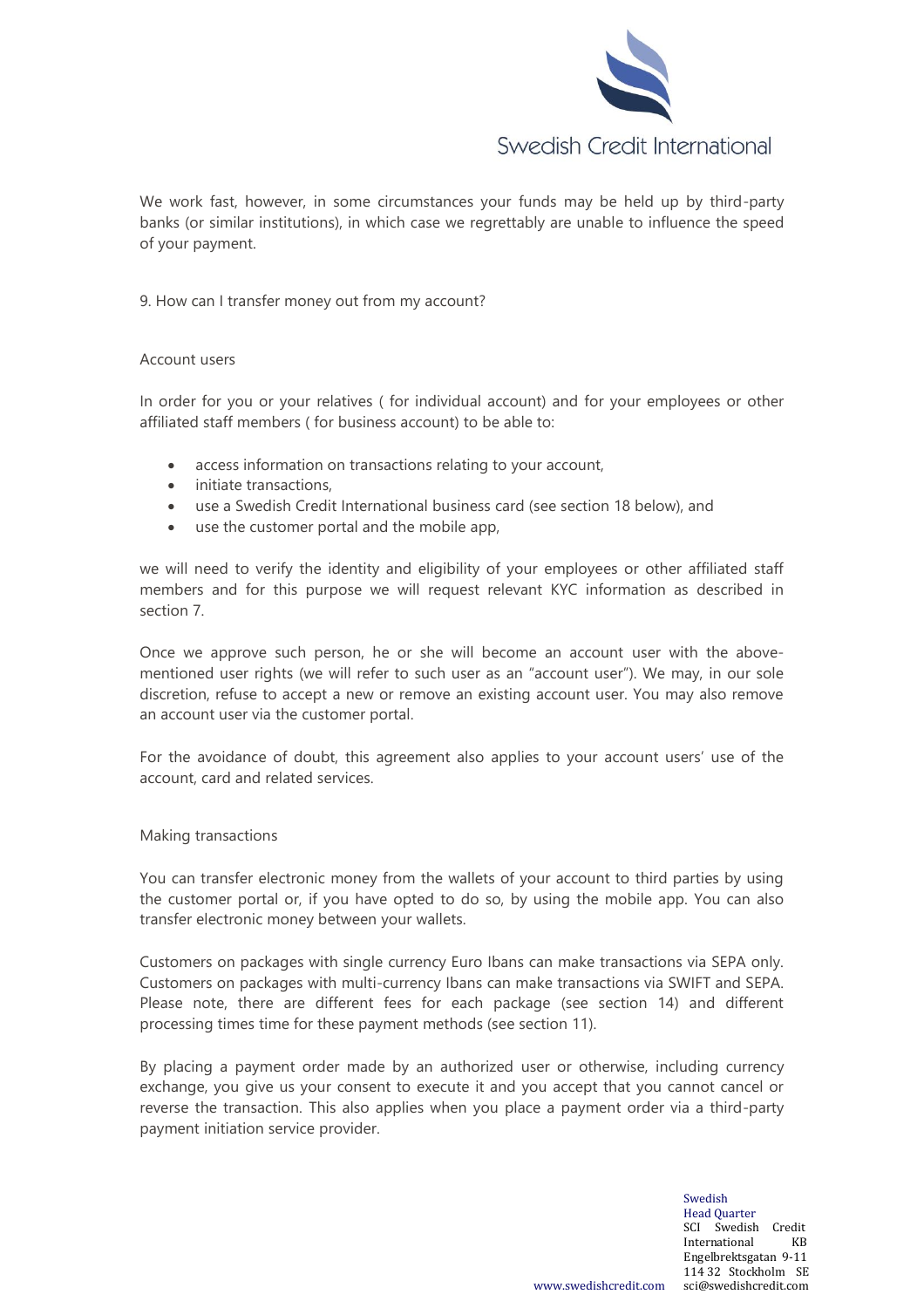We work fast, however, in some circumstances your funds may be held up by third-party banks (or similar institutions), in which case we regrettably are unable to influence the speed of your payment.

## 9. How can I transfer money out from my account?

### Account users

In order for you or your relatives ( for individual account) and for your employees or other affiliated staff members ( for business account) to be able to:

- access information on transactions relating to your account,
- initiate transactions,
- use a Swedish Credit International business card (see section 18 below), and
- use the customer portal and the mobile app,

we will need to verify the identity and eligibility of your employees or other affiliated staff members and for this purpose we will request relevant KYC information as described in section 7.

Once we approve such person, he or she will become an account user with the above-mentioned user rights (we will refer to such user as an "account user"). We may, in our sole discretion, refuse to accept a new or remove an existing account user. You may also remove an account user via the customer portal.

For the avoidance of doubt, this agreement also applies to your account users' use of the account, card and related services.

### Making transactions

You can transfer electronic money from the wallets of your account to third parties by using the customer portal or, if you have opted to do so, by using the mobile app. You can also transfer electronic money between your wallets.

Customers on packages with single currency Euro Ibans can make transactions via SEPA only. Customers on packages with multi-currency Ibans can make transactions via SWIFT and SEPA. Please note, there are different fees for each package (see section 14) and different processing times time for these payment methods (see section 11).

By placing a payment order made by an authorized user or otherwise, including currency exchange, you give us your consent to execute it and you accept that you cannot cancel or reverse the transaction. This also applies when you place a payment order via a third-party payment initiation service provider.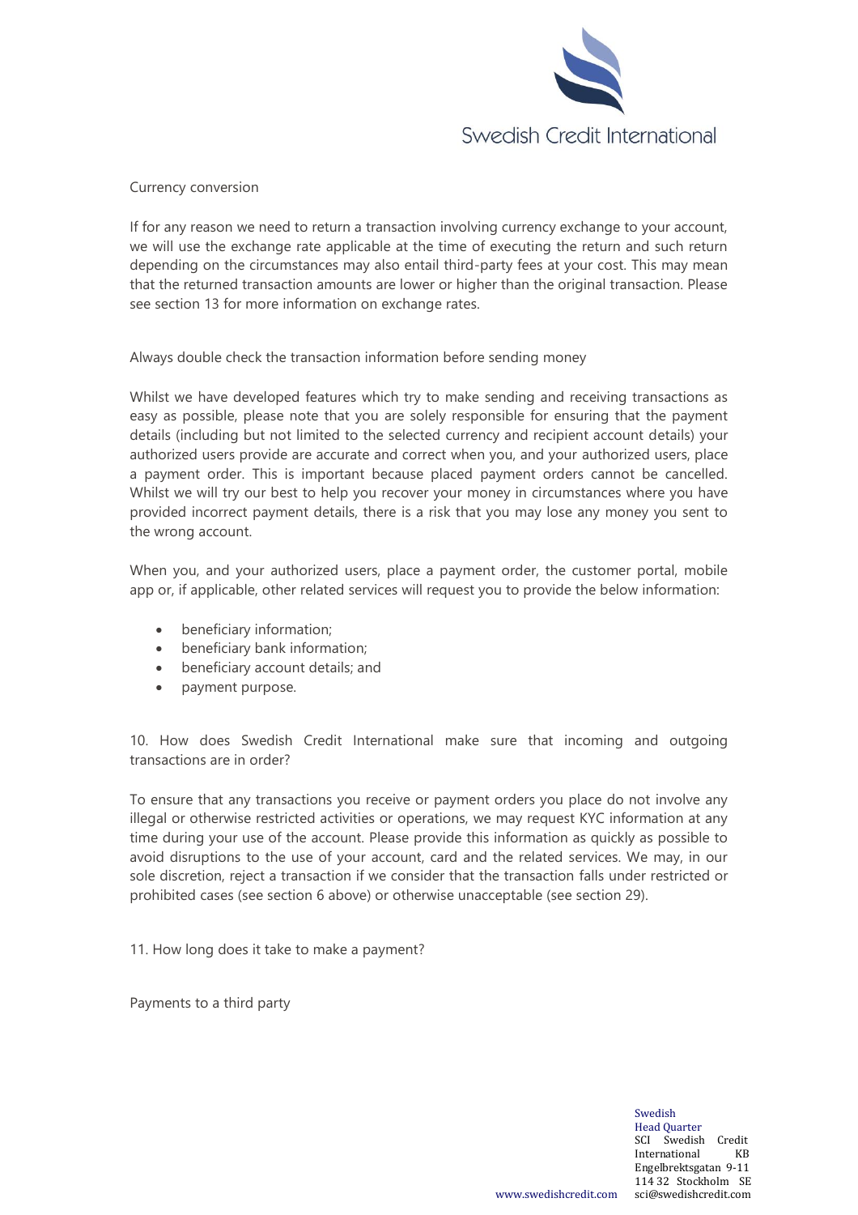### Currency conversion

If for any reason we need to return a transaction involving currency exchange to your account, we will use the exchange rate applicable at the time of executing the return and such return depending on the circumstances may also entail third-party fees at your cost. This may mean that the returned transaction amounts are lower or higher than the original transaction. Please see section 13 for more information on exchange rates.

### Always double check the transaction information before sending money

Whilst we have developed features which try to make sending and receiving transactions as easy as possible, please note that you are solely responsible for ensuring that the payment details (including but not limited to the selected currency and recipient account details) your authorized users provide are accurate and correct when you, and your authorized users, place a payment order. This is important because placed payment orders cannot be cancelled. Whilst we will try our best to help you recover your money in circumstances where you have provided incorrect payment details, there is a risk that you may lose any money you sent to the wrong account.

When you, and your authorized users, place a payment order, the customer portal, mobile app or, if applicable, other related services will request you to provide the below information:

- beneficiary information;
- beneficiary bank information;
- beneficiary account details; and
- payment purpose.

## 10. How does Swedish Credit International make sure that incoming and outgoing transactions are in order?

To ensure that any transactions you receive or payment orders you place do not involve any illegal or otherwise restricted activities or operations, we may request KYC information at any time during your use of the account. Please provide this information as quickly as possible to avoid disruptions to the use of your account, card and the related services. We may, in our sole discretion, reject a transaction if we consider that the transaction falls under restricted or prohibited cases (see section 6 above) or otherwise unacceptable (see section 29).

## 11. How long does it take to make a payment?

### Payments to a third party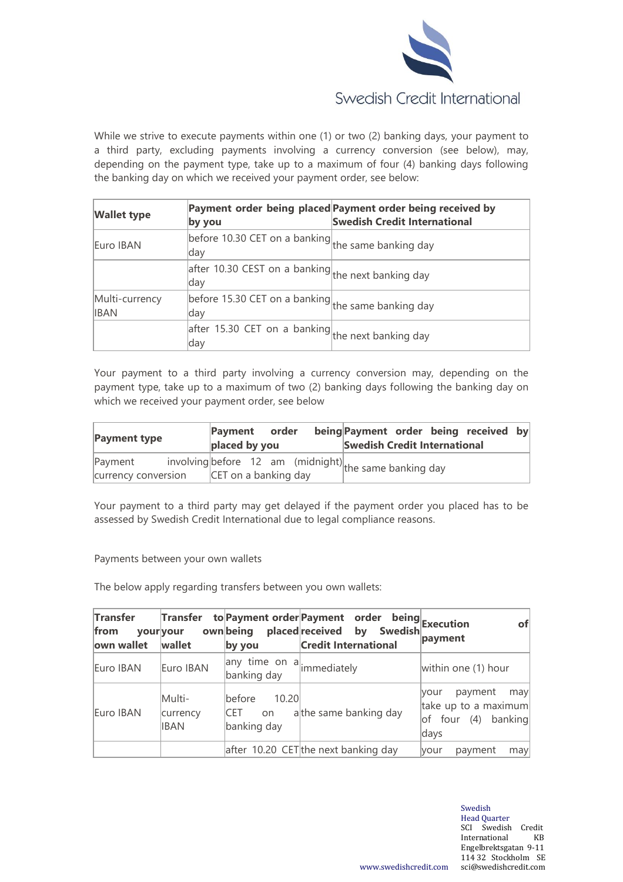While we strive to execute payments within one (1) or two (2) banking days, your payment to a third party, excluding payments involving a currency conversion (see below), may, depending on the payment type, take up to a maximum of four (4) banking days following the banking day on which we received your payment order, see below:

| Wallet type | Payment order being placed by you | Payment order being received by Swedish Credit International |
|---|---|---|
| Euro IBAN | before 10.30 CET on a banking day | the same banking day |
| | after 10.30 CEST on a banking day | the next banking day |
| Multi-currency IBAN | before 15.30 CET on a banking day | the same banking day |
| | after 15.30 CET on a banking day | the next banking day |

Your payment to a third party involving a currency conversion may, depending on the payment type, take up to a maximum of two (2) banking days following the banking day on which we received your payment order, see below

| Payment type | Payment order being placed by you | Payment order being received by Swedish Credit International |
|---|---|---|
| Payment involving currency conversion | before 12 am (midnight) CET on a banking day | the same banking day |

Your payment to a third party may get delayed if the payment order you placed has to be assessed by Swedish Credit International due to legal compliance reasons.

Payments between your own wallets

The below apply regarding transfers between you own wallets:

| Transfer from your own wallet | Transfer to your own wallet | Payment order being placed by you | Payment order being received by Swedish Credit International | Execution of payment |
|---|---|---|---|---|
| Euro IBAN | Euro IBAN | any time on a banking day | immediately | within one (1) hour |
| Euro IBAN | Multi-currency IBAN | before 10.20 CET on a banking day | the same banking day | your payment may take up to a maximum of four (4) banking days |
| | | after 10.20 CET | the next banking day | your payment may |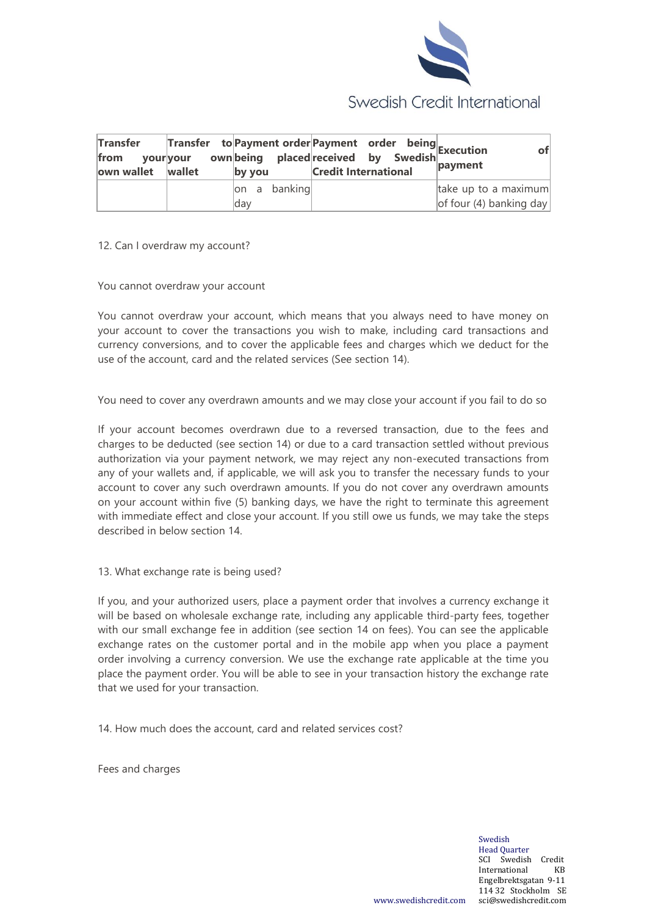| Transfer from your own wallet | Transfer to your own wallet | Payment order being placed by you | Payment order being received by Swedish Credit International | Execution of payment |
|---|---|---|---|---|
| | | on a banking day | | take up to a maximum of four (4) banking day |

12. Can I overdraw my account?

You cannot overdraw your account

You cannot overdraw your account, which means that you always need to have money on your account to cover the transactions you wish to make, including card transactions and currency conversions, and to cover the applicable fees and charges which we deduct for the use of the account, card and the related services (See section 14).

You need to cover any overdrawn amounts and we may close your account if you fail to do so

If your account becomes overdrawn due to a reversed transaction, due to the fees and charges to be deducted (see section 14) or due to a card transaction settled without previous authorization via your payment network, we may reject any non-executed transactions from any of your wallets and, if applicable, we will ask you to transfer the necessary funds to your account to cover any such overdrawn amounts. If you do not cover any overdrawn amounts on your account within five (5) banking days, we have the right to terminate this agreement with immediate effect and close your account. If you still owe us funds, we may take the steps described in below section 14.

13. What exchange rate is being used?

If you, and your authorized users, place a payment order that involves a currency exchange it will be based on wholesale exchange rate, including any applicable third-party fees, together with our small exchange fee in addition (see section 14 on fees). You can see the applicable exchange rates on the customer portal and in the mobile app when you place a payment order involving a currency conversion. We use the exchange rate applicable at the time you place the payment order. You will be able to see in your transaction history the exchange rate that we used for your transaction.

14. How much does the account, card and related services cost?

Fees and charges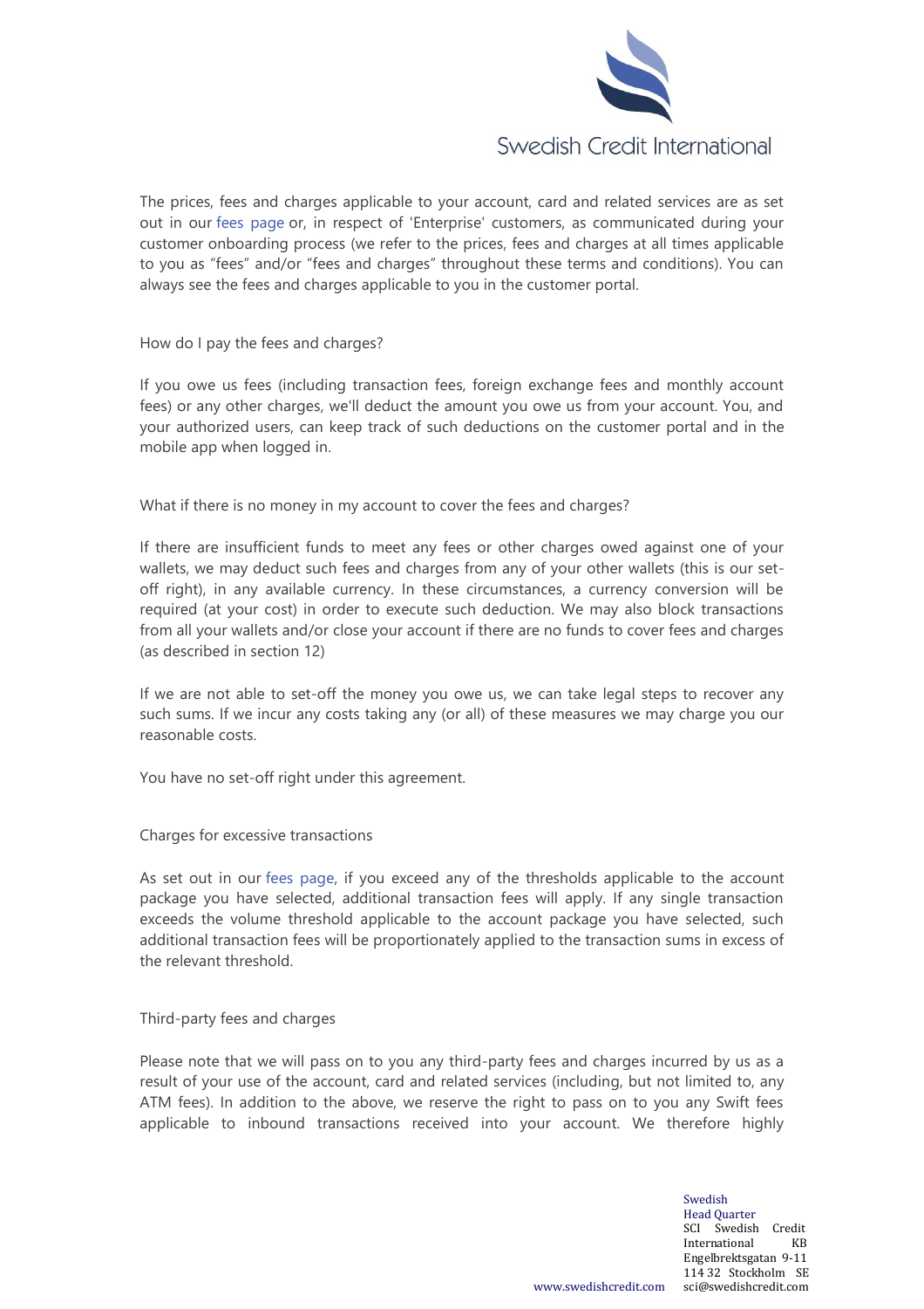The prices, fees and charges applicable to your account, card and related services are as set out in our fees page or, in respect of 'Enterprise' customers, as communicated during your customer onboarding process (we refer to the prices, fees and charges at all times applicable to you as "fees" and/or "fees and charges" throughout these terms and conditions). You can always see the fees and charges applicable to you in the customer portal.

### How do I pay the fees and charges?

If you owe us fees (including transaction fees, foreign exchange fees and monthly account fees) or any other charges, we'll deduct the amount you owe us from your account. You, and your authorized users, can keep track of such deductions on the customer portal and in the mobile app when logged in.

### What if there is no money in my account to cover the fees and charges?

If there are insufficient funds to meet any fees or other charges owed against one of your wallets, we may deduct such fees and charges from any of your other wallets (this is our set-off right), in any available currency. In these circumstances, a currency conversion will be required (at your cost) in order to execute such deduction. We may also block transactions from all your wallets and/or close your account if there are no funds to cover fees and charges (as described in section 12)

If we are not able to set-off the money you owe us, we can take legal steps to recover any such sums. If we incur any costs taking any (or all) of these measures we may charge you our reasonable costs.

You have no set-off right under this agreement.

### Charges for excessive transactions

As set out in our fees page, if you exceed any of the thresholds applicable to the account package you have selected, additional transaction fees will apply. If any single transaction exceeds the volume threshold applicable to the account package you have selected, such additional transaction fees will be proportionately applied to the transaction sums in excess of the relevant threshold.

### Third-party fees and charges

Please note that we will pass on to you any third-party fees and charges incurred by us as a result of your use of the account, card and related services (including, but not limited to, any ATM fees). In addition to the above, we reserve the right to pass on to you any Swift fees applicable to inbound transactions received into your account. We therefore highly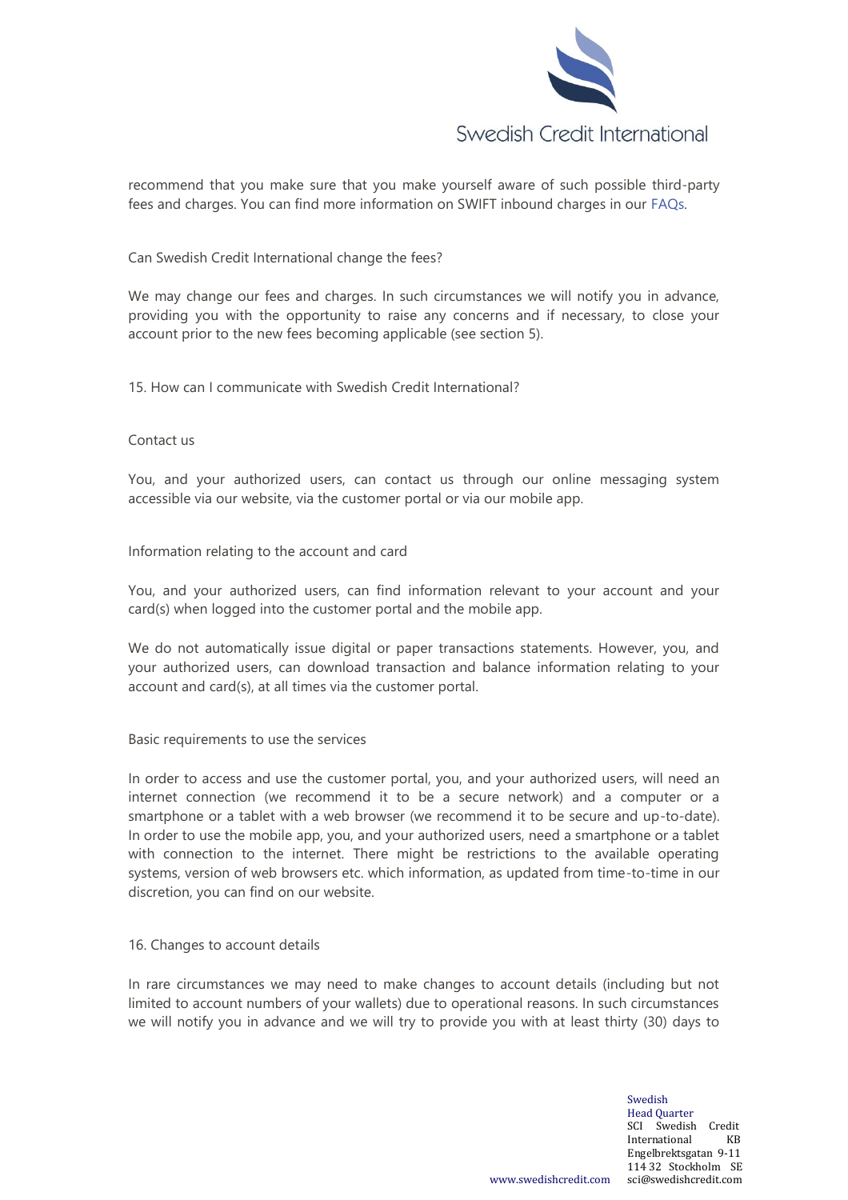recommend that you make sure that you make yourself aware of such possible third-party fees and charges. You can find more information on SWIFT inbound charges in our FAQs.

Can Swedish Credit International change the fees?

We may change our fees and charges. In such circumstances we will notify you in advance, providing you with the opportunity to raise any concerns and if necessary, to close your account prior to the new fees becoming applicable (see section 5).

## 15. How can I communicate with Swedish Credit International?

### Contact us

You, and your authorized users, can contact us through our online messaging system accessible via our website, via the customer portal or via our mobile app.

### Information relating to the account and card

You, and your authorized users, can find information relevant to your account and your card(s) when logged into the customer portal and the mobile app.

We do not automatically issue digital or paper transactions statements. However, you, and your authorized users, can download transaction and balance information relating to your account and card(s), at all times via the customer portal.

### Basic requirements to use the services

In order to access and use the customer portal, you, and your authorized users, will need an internet connection (we recommend it to be a secure network) and a computer or a smartphone or a tablet with a web browser (we recommend it to be secure and up-to-date). In order to use the mobile app, you, and your authorized users, need a smartphone or a tablet with connection to the internet. There might be restrictions to the available operating systems, version of web browsers etc. which information, as updated from time-to-time in our discretion, you can find on our website.

## 16. Changes to account details

In rare circumstances we may need to make changes to account details (including but not limited to account numbers of your wallets) due to operational reasons. In such circumstances we will notify you in advance and we will try to provide you with at least thirty (30) days to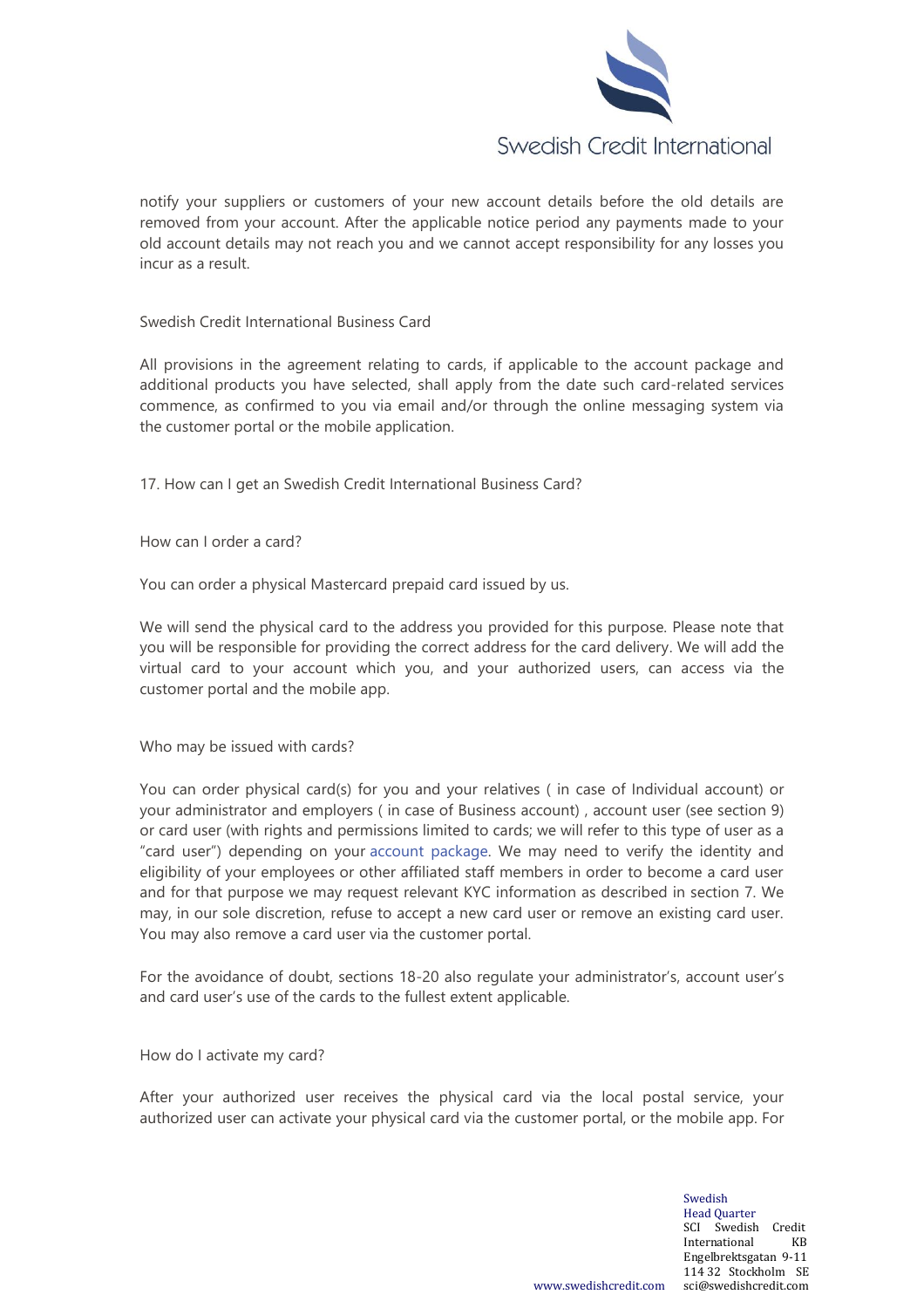notify your suppliers or customers of your new account details before the old details are removed from your account. After the applicable notice period any payments made to your old account details may not reach you and we cannot accept responsibility for any losses you incur as a result.

## Swedish Credit International Business Card

All provisions in the agreement relating to cards, if applicable to the account package and additional products you have selected, shall apply from the date such card-related services commence, as confirmed to you via email and/or through the online messaging system via the customer portal or the mobile application.

## 17. How can I get an Swedish Credit International Business Card?

### How can I order a card?

You can order a physical Mastercard prepaid card issued by us.

We will send the physical card to the address you provided for this purpose. Please note that you will be responsible for providing the correct address for the card delivery. We will add the virtual card to your account which you, and your authorized users, can access via the customer portal and the mobile app.

### Who may be issued with cards?

You can order physical card(s) for you and your relatives ( in case of Individual account) or your administrator and employers ( in case of Business account) , account user (see section 9) or card user (with rights and permissions limited to cards; we will refer to this type of user as a "card user") depending on your account package. We may need to verify the identity and eligibility of your employees or other affiliated staff members in order to become a card user and for that purpose we may request relevant KYC information as described in section 7. We may, in our sole discretion, refuse to accept a new card user or remove an existing card user. You may also remove a card user via the customer portal.

For the avoidance of doubt, sections 18-20 also regulate your administrator's, account user's and card user's use of the cards to the fullest extent applicable.

### How do I activate my card?

After your authorized user receives the physical card via the local postal service, your authorized user can activate your physical card via the customer portal, or the mobile app. For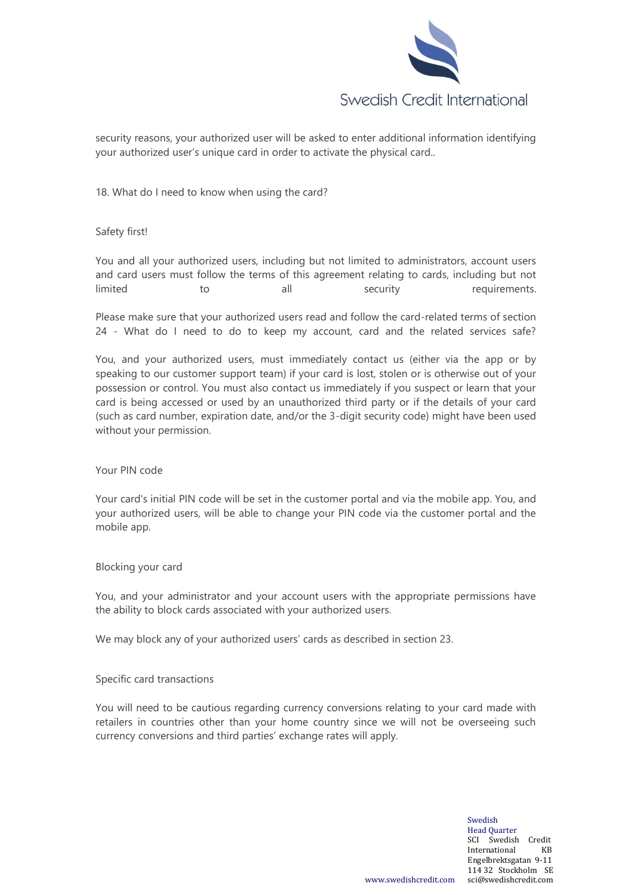security reasons, your authorized user will be asked to enter additional information identifying your authorized user's unique card in order to activate the physical card..

## 18. What do I need to know when using the card?

### Safety first!

You and all your authorized users, including but not limited to administrators, account users and card users must follow the terms of this agreement relating to cards, including but not limited to all security requirements.

Please make sure that your authorized users read and follow the card-related terms of section 24 - What do I need to do to keep my account, card and the related services safe?

You, and your authorized users, must immediately contact us (either via the app or by speaking to our customer support team) if your card is lost, stolen or is otherwise out of your possession or control. You must also contact us immediately if you suspect or learn that your card is being accessed or used by an unauthorized third party or if the details of your card (such as card number, expiration date, and/or the 3-digit security code) might have been used without your permission.

### Your PIN code

Your card's initial PIN code will be set in the customer portal and via the mobile app. You, and your authorized users, will be able to change your PIN code via the customer portal and the mobile app.

### Blocking your card

You, and your administrator and your account users with the appropriate permissions have the ability to block cards associated with your authorized users.

We may block any of your authorized users' cards as described in section 23.

### Specific card transactions

You will need to be cautious regarding currency conversions relating to your card made with retailers in countries other than your home country since we will not be overseeing such currency conversions and third parties' exchange rates will apply.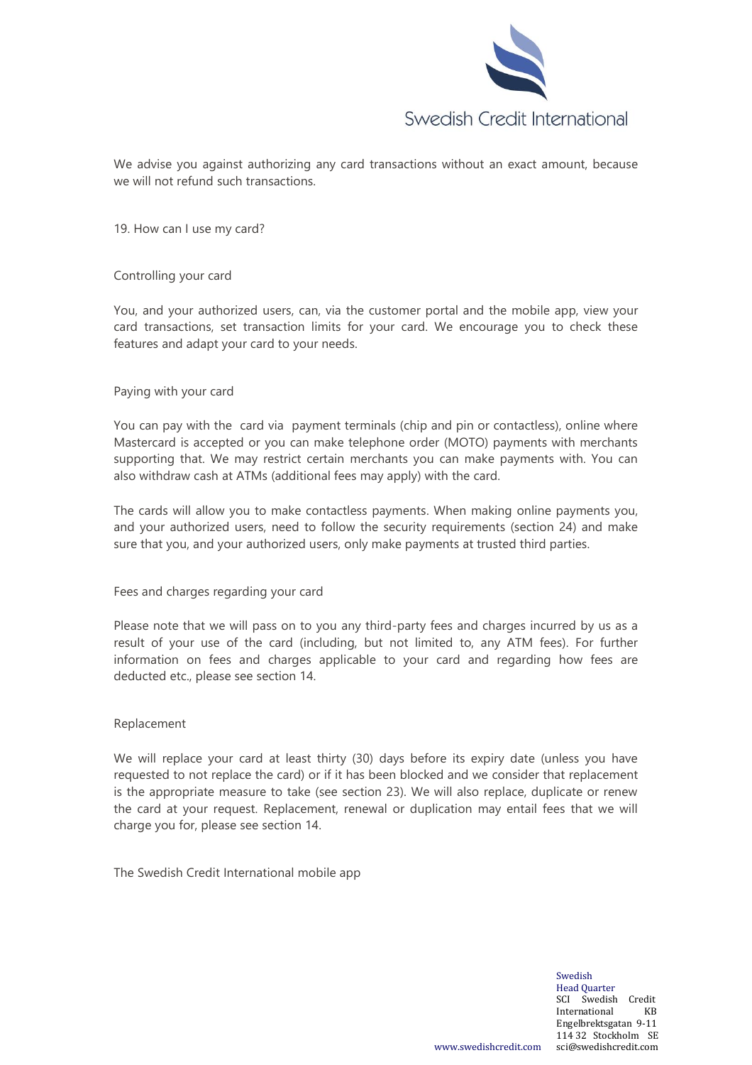We advise you against authorizing any card transactions without an exact amount, because we will not refund such transactions.

## 19. How can I use my card?

### Controlling your card

You, and your authorized users, can, via the customer portal and the mobile app, view your card transactions, set transaction limits for your card. We encourage you to check these features and adapt your card to your needs.

### Paying with your card

You can pay with the card via payment terminals (chip and pin or contactless), online where Mastercard is accepted or you can make telephone order (MOTO) payments with merchants supporting that. We may restrict certain merchants you can make payments with. You can also withdraw cash at ATMs (additional fees may apply) with the card.

The cards will allow you to make contactless payments. When making online payments you, and your authorized users, need to follow the security requirements (section 24) and make sure that you, and your authorized users, only make payments at trusted third parties.

### Fees and charges regarding your card

Please note that we will pass on to you any third-party fees and charges incurred by us as a result of your use of the card (including, but not limited to, any ATM fees). For further information on fees and charges applicable to your card and regarding how fees are deducted etc., please see section 14.

### Replacement

We will replace your card at least thirty (30) days before its expiry date (unless you have requested to not replace the card) or if it has been blocked and we consider that replacement is the appropriate measure to take (see section 23). We will also replace, duplicate or renew the card at your request. Replacement, renewal or duplication may entail fees that we will charge you for, please see section 14.

### The Swedish Credit International mobile app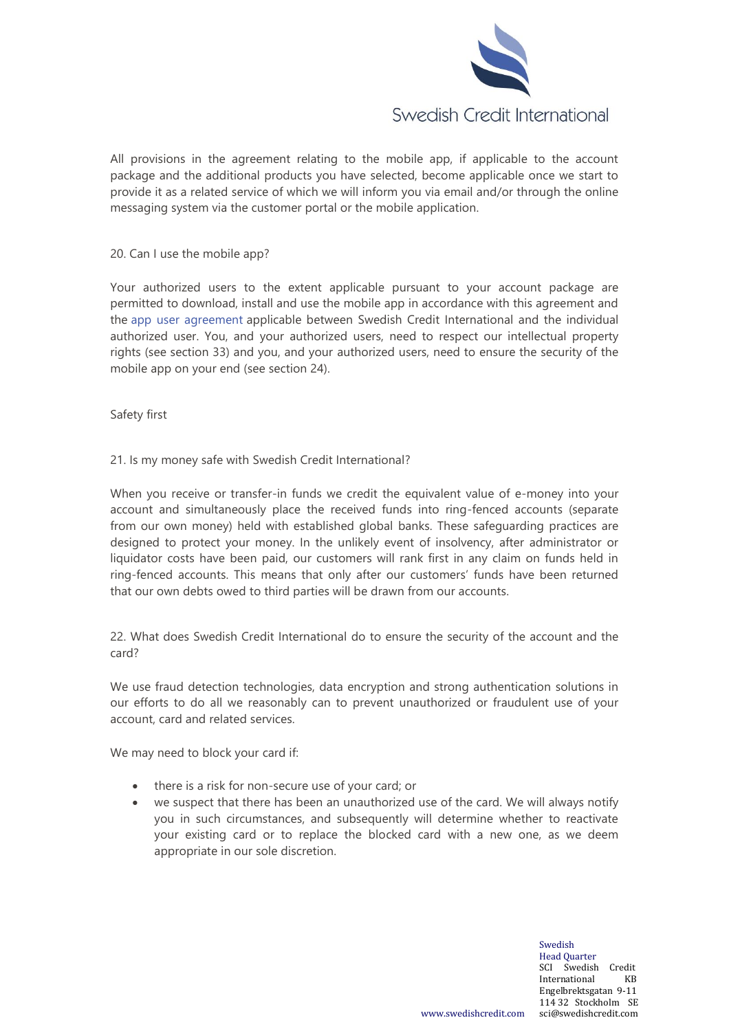All provisions in the agreement relating to the mobile app, if applicable to the account package and the additional products you have selected, become applicable once we start to provide it as a related service of which we will inform you via email and/or through the online messaging system via the customer portal or the mobile application.

### 20. Can I use the mobile app?

Your authorized users to the extent applicable pursuant to your account package are permitted to download, install and use the mobile app in accordance with this agreement and the app user agreement applicable between Swedish Credit International and the individual authorized user. You, and your authorized users, need to respect our intellectual property rights (see section 33) and you, and your authorized users, need to ensure the security of the mobile app on your end (see section 24).

## Safety first

### 21. Is my money safe with Swedish Credit International?

When you receive or transfer-in funds we credit the equivalent value of e-money into your account and simultaneously place the received funds into ring-fenced accounts (separate from our own money) held with established global banks. These safeguarding practices are designed to protect your money. In the unlikely event of insolvency, after administrator or liquidator costs have been paid, our customers will rank first in any claim on funds held in ring-fenced accounts. This means that only after our customers' funds have been returned that our own debts owed to third parties will be drawn from our accounts.

### 22. What does Swedish Credit International do to ensure the security of the account and the card?

We use fraud detection technologies, data encryption and strong authentication solutions in our efforts to do all we reasonably can to prevent unauthorized or fraudulent use of your account, card and related services.

We may need to block your card if:

- there is a risk for non-secure use of your card; or
- we suspect that there has been an unauthorized use of the card. We will always notify you in such circumstances, and subsequently will determine whether to reactivate your existing card or to replace the blocked card with a new one, as we deem appropriate in our sole discretion.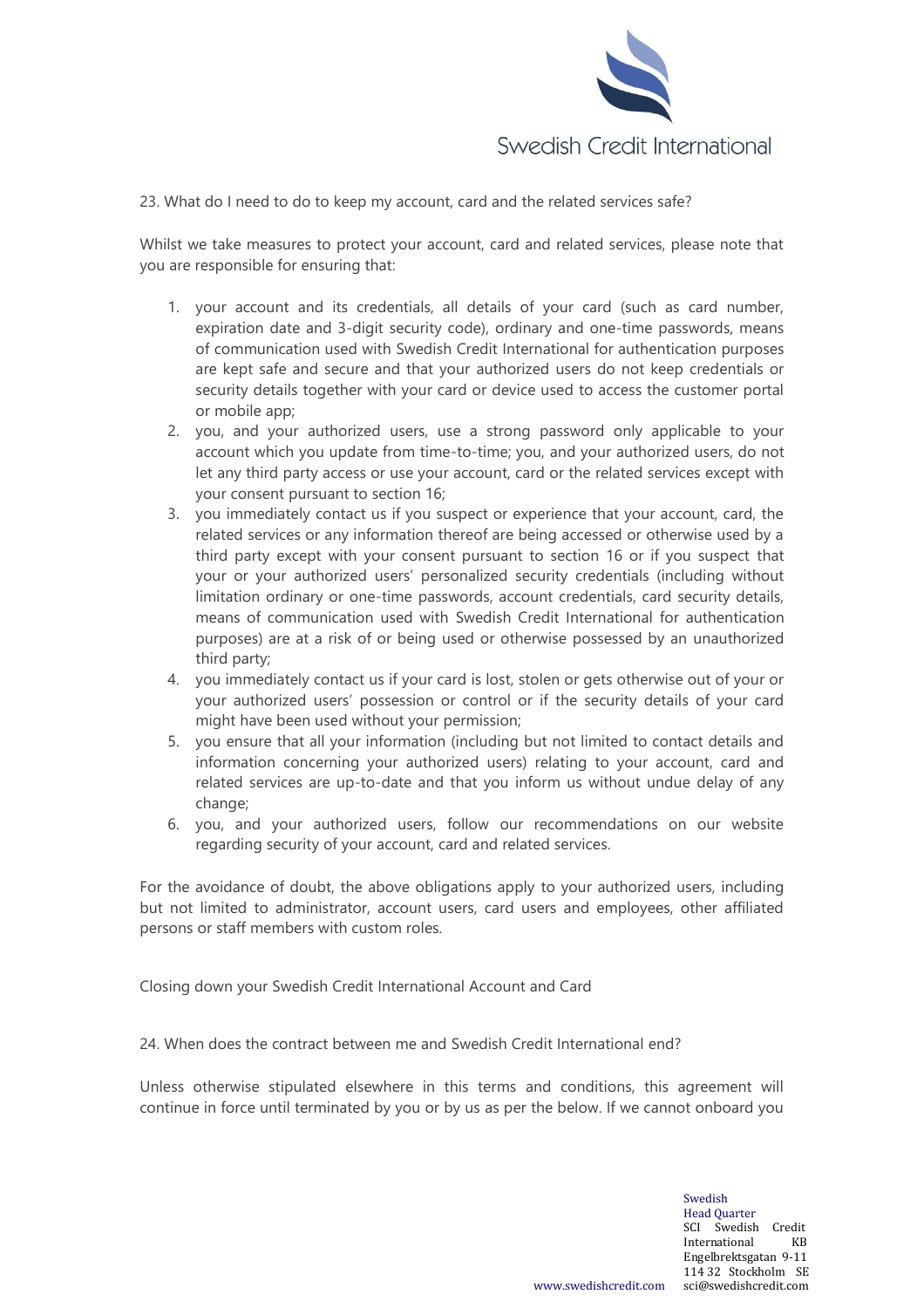## 23. What do I need to do to keep my account, card and the related services safe?

Whilst we take measures to protect your account, card and related services, please note that you are responsible for ensuring that:

1. your account and its credentials, all details of your card (such as card number, expiration date and 3-digit security code), ordinary and one-time passwords, means of communication used with Swedish Credit International for authentication purposes are kept safe and secure and that your authorized users do not keep credentials or security details together with your card or device used to access the customer portal or mobile app;
2. you, and your authorized users, use a strong password only applicable to your account which you update from time-to-time; you, and your authorized users, do not let any third party access or use your account, card or the related services except with your consent pursuant to section 16;
3. you immediately contact us if you suspect or experience that your account, card, the related services or any information thereof are being accessed or otherwise used by a third party except with your consent pursuant to section 16 or if you suspect that your or your authorized users' personalized security credentials (including without limitation ordinary or one-time passwords, account credentials, card security details, means of communication used with Swedish Credit International for authentication purposes) are at a risk of or being used or otherwise possessed by an unauthorized third party;
4. you immediately contact us if your card is lost, stolen or gets otherwise out of your or your authorized users' possession or control or if the security details of your card might have been used without your permission;
5. you ensure that all your information (including but not limited to contact details and information concerning your authorized users) relating to your account, card and related services are up-to-date and that you inform us without undue delay of any change;
6. you, and your authorized users, follow our recommendations on our website regarding security of your account, card and related services.

For the avoidance of doubt, the above obligations apply to your authorized users, including but not limited to administrator, account users, card users and employees, other affiliated persons or staff members with custom roles.

# Closing down your Swedish Credit International Account and Card

## 24. When does the contract between me and Swedish Credit International end?

Unless otherwise stipulated elsewhere in this terms and conditions, this agreement will continue in force until terminated by you or by us as per the below. If we cannot onboard you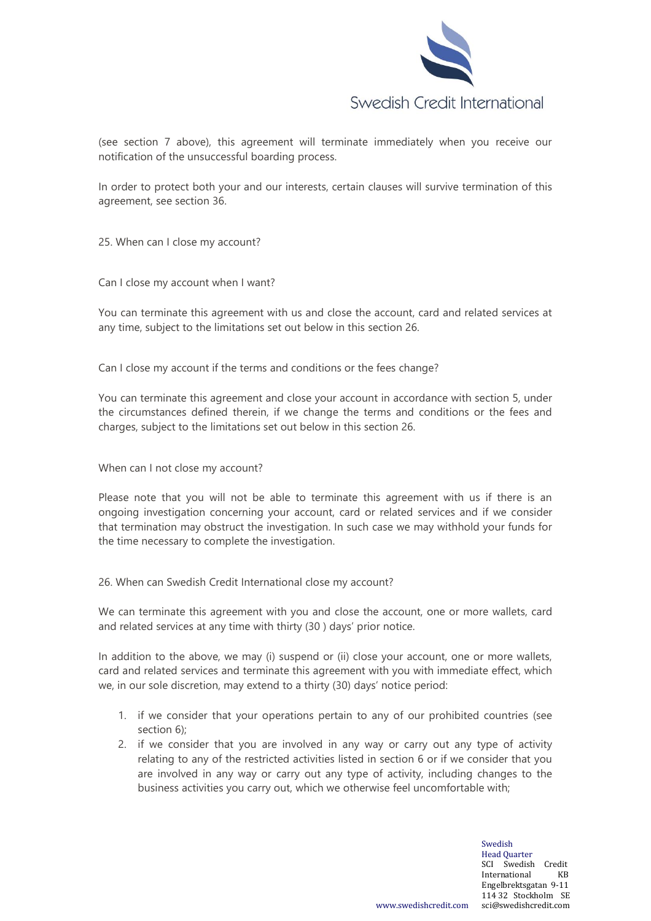(see section 7 above), this agreement will terminate immediately when you receive our notification of the unsuccessful boarding process.

In order to protect both your and our interests, certain clauses will survive termination of this agreement, see section 36.

## 25. When can I close my account?

### Can I close my account when I want?

You can terminate this agreement with us and close the account, card and related services at any time, subject to the limitations set out below in this section 26.

### Can I close my account if the terms and conditions or the fees change?

You can terminate this agreement and close your account in accordance with section 5, under the circumstances defined therein, if we change the terms and conditions or the fees and charges, subject to the limitations set out below in this section 26.

### When can I not close my account?

Please note that you will not be able to terminate this agreement with us if there is an ongoing investigation concerning your account, card or related services and if we consider that termination may obstruct the investigation. In such case we may withhold your funds for the time necessary to complete the investigation.

## 26. When can Swedish Credit International close my account?

We can terminate this agreement with you and close the account, one or more wallets, card and related services at any time with thirty (30 ) days' prior notice.

In addition to the above, we may (i) suspend or (ii) close your account, one or more wallets, card and related services and terminate this agreement with you with immediate effect, which we, in our sole discretion, may extend to a thirty (30) days' notice period:

1. if we consider that your operations pertain to any of our prohibited countries (see section 6);
2. if we consider that you are involved in any way or carry out any type of activity relating to any of the restricted activities listed in section 6 or if we consider that you are involved in any way or carry out any type of activity, including changes to the business activities you carry out, which we otherwise feel uncomfortable with;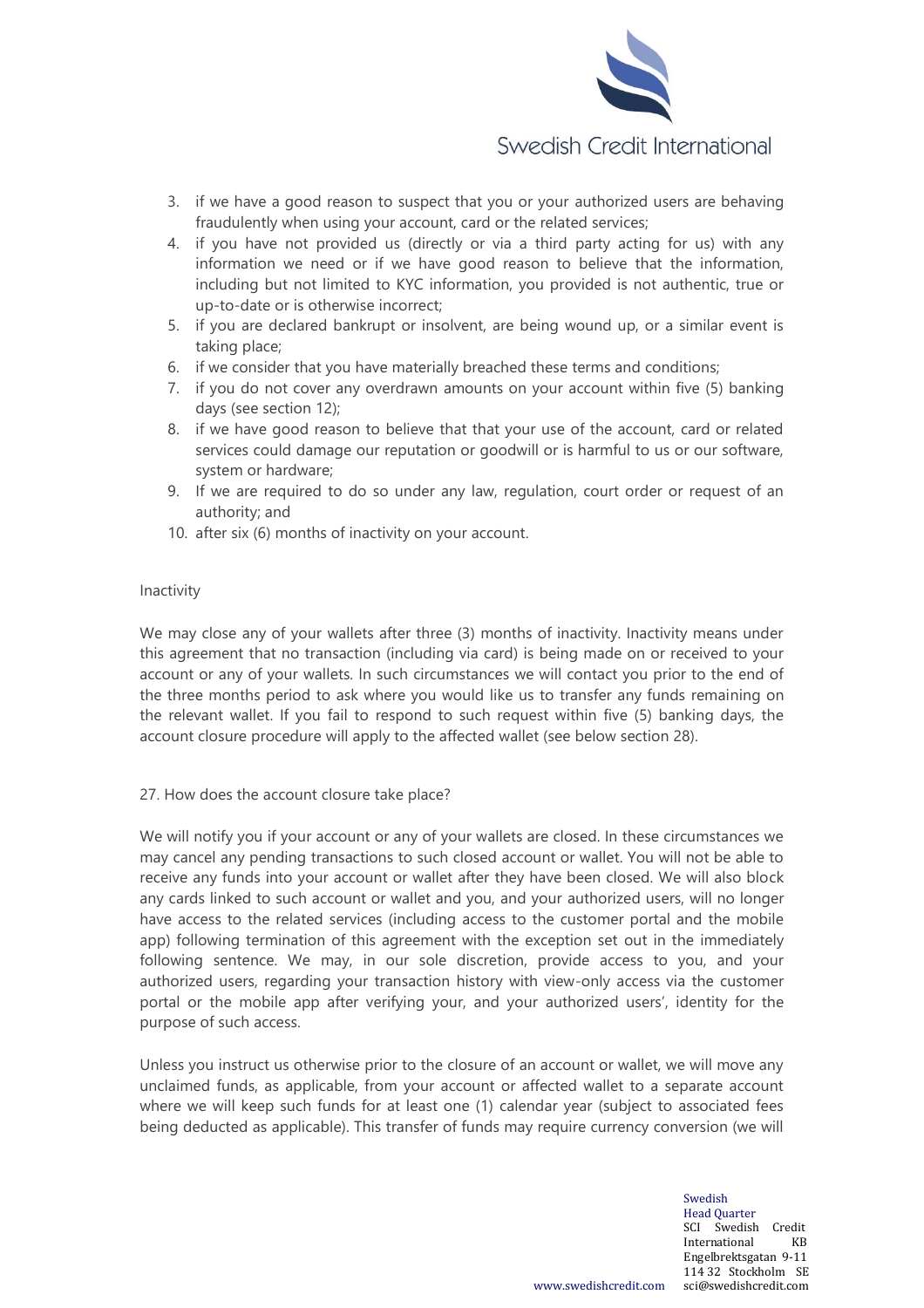3. if we have a good reason to suspect that you or your authorized users are behaving fraudulently when using your account, card or the related services;
4. if you have not provided us (directly or via a third party acting for us) with any information we need or if we have good reason to believe that the information, including but not limited to KYC information, you provided is not authentic, true or up-to-date or is otherwise incorrect;
5. if you are declared bankrupt or insolvent, are being wound up, or a similar event is taking place;
6. if we consider that you have materially breached these terms and conditions;
7. if you do not cover any overdrawn amounts on your account within five (5) banking days (see section 12);
8. if we have good reason to believe that that your use of the account, card or related services could damage our reputation or goodwill or is harmful to us or our software, system or hardware;
9. If we are required to do so under any law, regulation, court order or request of an authority; and
10. after six (6) months of inactivity on your account.

Inactivity

We may close any of your wallets after three (3) months of inactivity. Inactivity means under this agreement that no transaction (including via card) is being made on or received to your account or any of your wallets. In such circumstances we will contact you prior to the end of the three months period to ask where you would like us to transfer any funds remaining on the relevant wallet. If you fail to respond to such request within five (5) banking days, the account closure procedure will apply to the affected wallet (see below section 28).

## 27. How does the account closure take place?

We will notify you if your account or any of your wallets are closed. In these circumstances we may cancel any pending transactions to such closed account or wallet. You will not be able to receive any funds into your account or wallet after they have been closed. We will also block any cards linked to such account or wallet and you, and your authorized users, will no longer have access to the related services (including access to the customer portal and the mobile app) following termination of this agreement with the exception set out in the immediately following sentence. We may, in our sole discretion, provide access to you, and your authorized users, regarding your transaction history with view-only access via the customer portal or the mobile app after verifying your, and your authorized users', identity for the purpose of such access.

Unless you instruct us otherwise prior to the closure of an account or wallet, we will move any unclaimed funds, as applicable, from your account or affected wallet to a separate account where we will keep such funds for at least one (1) calendar year (subject to associated fees being deducted as applicable). This transfer of funds may require currency conversion (we will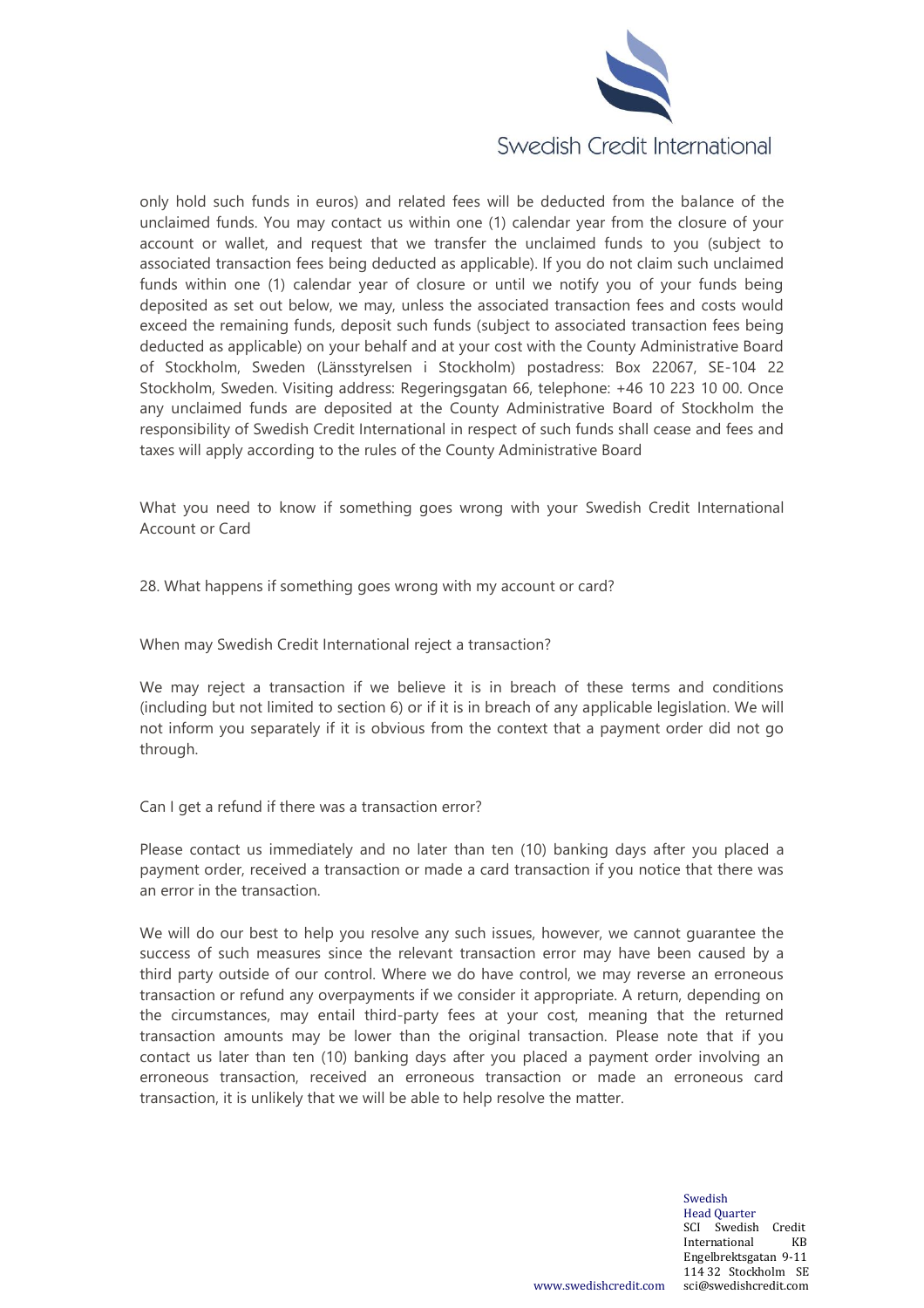only hold such funds in euros) and related fees will be deducted from the balance of the unclaimed funds. You may contact us within one (1) calendar year from the closure of your account or wallet, and request that we transfer the unclaimed funds to you (subject to associated transaction fees being deducted as applicable). If you do not claim such unclaimed funds within one (1) calendar year of closure or until we notify you of your funds being deposited as set out below, we may, unless the associated transaction fees and costs would exceed the remaining funds, deposit such funds (subject to associated transaction fees being deducted as applicable) on your behalf and at your cost with the County Administrative Board of Stockholm, Sweden (Länsstyrelsen i Stockholm) postadress: Box 22067, SE-104 22 Stockholm, Sweden. Visiting address: Regeringsgatan 66, telephone: +46 10 223 10 00. Once any unclaimed funds are deposited at the County Administrative Board of Stockholm the responsibility of Swedish Credit International in respect of such funds shall cease and fees and taxes will apply according to the rules of the County Administrative Board

## What you need to know if something goes wrong with your Swedish Credit International Account or Card

### 28. What happens if something goes wrong with my account or card?

#### When may Swedish Credit International reject a transaction?

We may reject a transaction if we believe it is in breach of these terms and conditions (including but not limited to section 6) or if it is in breach of any applicable legislation. We will not inform you separately if it is obvious from the context that a payment order did not go through.

#### Can I get a refund if there was a transaction error?

Please contact us immediately and no later than ten (10) banking days after you placed a payment order, received a transaction or made a card transaction if you notice that there was an error in the transaction.

We will do our best to help you resolve any such issues, however, we cannot guarantee the success of such measures since the relevant transaction error may have been caused by a third party outside of our control. Where we do have control, we may reverse an erroneous transaction or refund any overpayments if we consider it appropriate. A return, depending on the circumstances, may entail third-party fees at your cost, meaning that the returned transaction amounts may be lower than the original transaction. Please note that if you contact us later than ten (10) banking days after you placed a payment order involving an erroneous transaction, received an erroneous transaction or made an erroneous card transaction, it is unlikely that we will be able to help resolve the matter.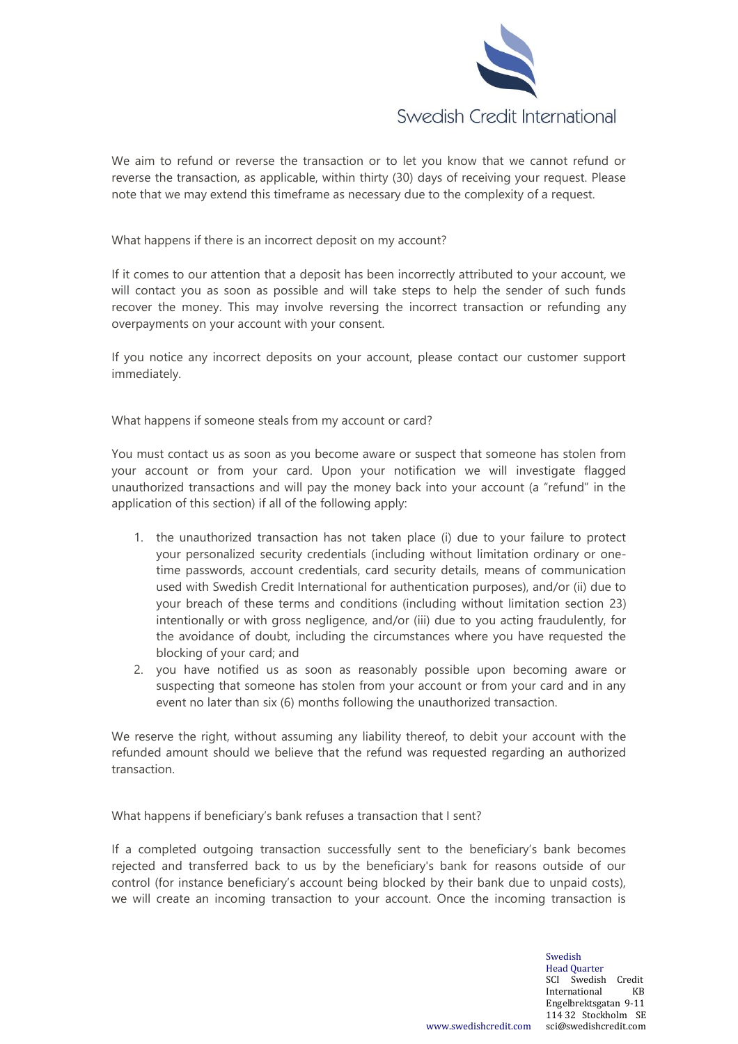We aim to refund or reverse the transaction or to let you know that we cannot refund or reverse the transaction, as applicable, within thirty (30) days of receiving your request. Please note that we may extend this timeframe as necessary due to the complexity of a request.

What happens if there is an incorrect deposit on my account?

If it comes to our attention that a deposit has been incorrectly attributed to your account, we will contact you as soon as possible and will take steps to help the sender of such funds recover the money. This may involve reversing the incorrect transaction or refunding any overpayments on your account with your consent.

If you notice any incorrect deposits on your account, please contact our customer support immediately.

What happens if someone steals from my account or card?

You must contact us as soon as you become aware or suspect that someone has stolen from your account or from your card. Upon your notification we will investigate flagged unauthorized transactions and will pay the money back into your account (a "refund" in the application of this section) if all of the following apply:

1. the unauthorized transaction has not taken place (i) due to your failure to protect your personalized security credentials (including without limitation ordinary or one-time passwords, account credentials, card security details, means of communication used with Swedish Credit International for authentication purposes), and/or (ii) due to your breach of these terms and conditions (including without limitation section 23) intentionally or with gross negligence, and/or (iii) due to you acting fraudulently, for the avoidance of doubt, including the circumstances where you have requested the blocking of your card; and
2. you have notified us as soon as reasonably possible upon becoming aware or suspecting that someone has stolen from your account or from your card and in any event no later than six (6) months following the unauthorized transaction.

We reserve the right, without assuming any liability thereof, to debit your account with the refunded amount should we believe that the refund was requested regarding an authorized transaction.

What happens if beneficiary's bank refuses a transaction that I sent?

If a completed outgoing transaction successfully sent to the beneficiary's bank becomes rejected and transferred back to us by the beneficiary's bank for reasons outside of our control (for instance beneficiary's account being blocked by their bank due to unpaid costs), we will create an incoming transaction to your account. Once the incoming transaction is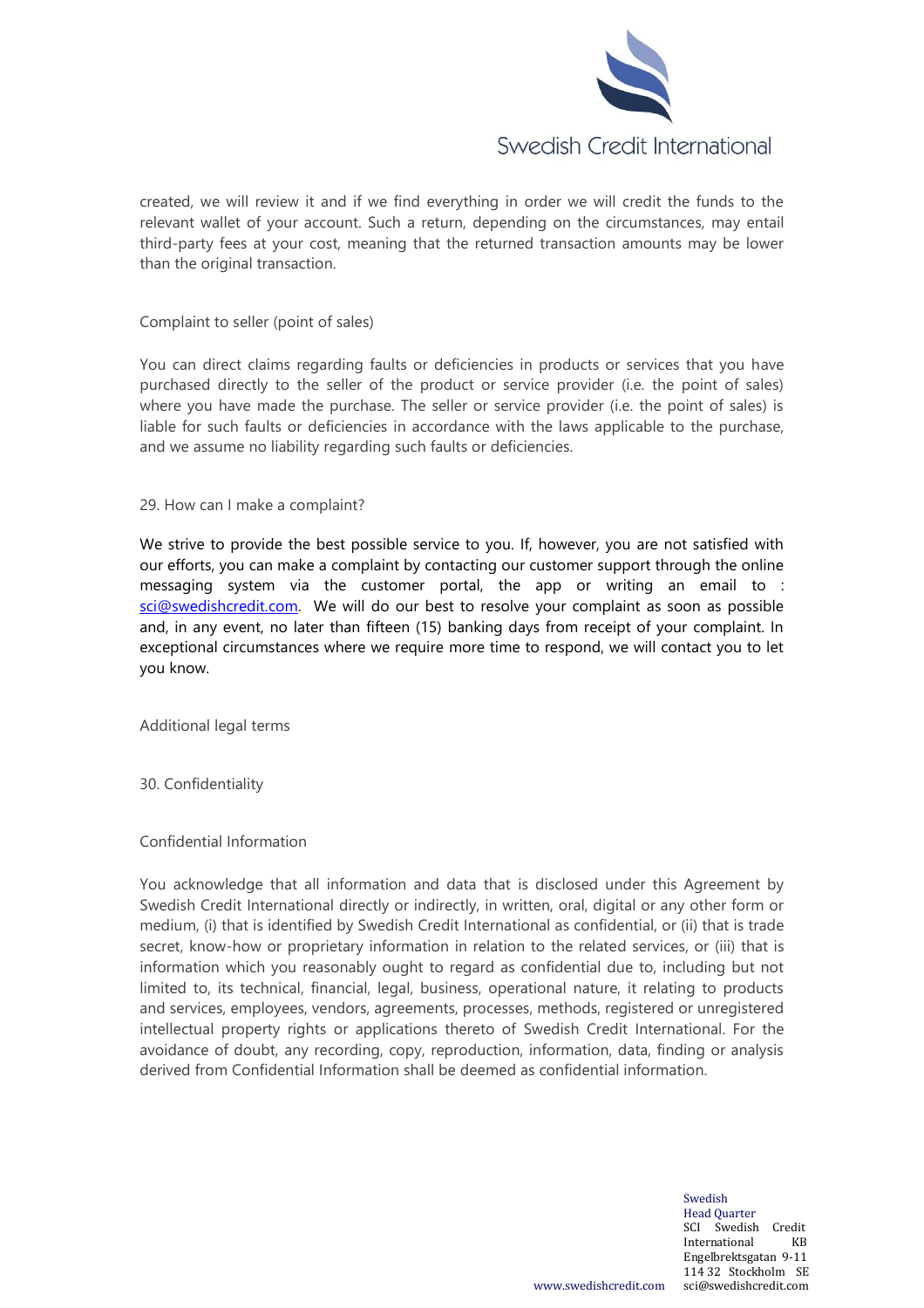created, we will review it and if we find everything in order we will credit the funds to the relevant wallet of your account. Such a return, depending on the circumstances, may entail third-party fees at your cost, meaning that the returned transaction amounts may be lower than the original transaction.

### Complaint to seller (point of sales)

You can direct claims regarding faults or deficiencies in products or services that you have purchased directly to the seller of the product or service provider (i.e. the point of sales) where you have made the purchase. The seller or service provider (i.e. the point of sales) is liable for such faults or deficiencies in accordance with the laws applicable to the purchase, and we assume no liability regarding such faults or deficiencies.

## 29. How can I make a complaint?

We strive to provide the best possible service to you. If, however, you are not satisfied with our efforts, you can make a complaint by contacting our customer support through the online messaging system via the customer portal, the app or writing an email to : sci@swedishcredit.com. We will do our best to resolve your complaint as soon as possible and, in any event, no later than fifteen (15) banking days from receipt of your complaint. In exceptional circumstances where we require more time to respond, we will contact you to let you know.

# Additional legal terms

## 30. Confidentiality

### Confidential Information

You acknowledge that all information and data that is disclosed under this Agreement by Swedish Credit International directly or indirectly, in written, oral, digital or any other form or medium, (i) that is identified by Swedish Credit International as confidential, or (ii) that is trade secret, know-how or proprietary information in relation to the related services, or (iii) that is information which you reasonably ought to regard as confidential due to, including but not limited to, its technical, financial, legal, business, operational nature, it relating to products and services, employees, vendors, agreements, processes, methods, registered or unregistered intellectual property rights or applications thereto of Swedish Credit International. For the avoidance of doubt, any recording, copy, reproduction, information, data, finding or analysis derived from Confidential Information shall be deemed as confidential information.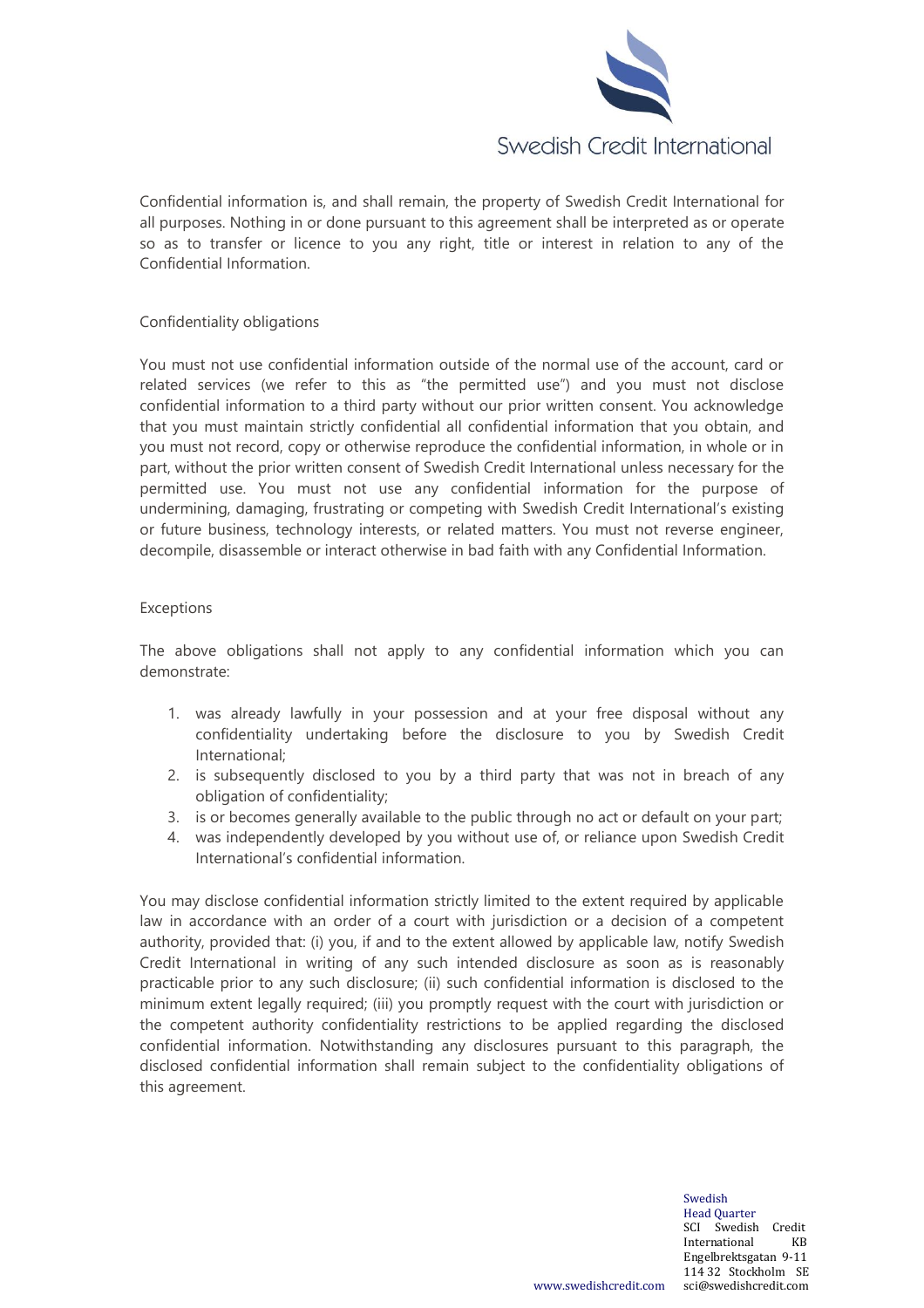Confidential information is, and shall remain, the property of Swedish Credit International for all purposes. Nothing in or done pursuant to this agreement shall be interpreted as or operate so as to transfer or licence to you any right, title or interest in relation to any of the Confidential Information.

## Confidentiality obligations

You must not use confidential information outside of the normal use of the account, card or related services (we refer to this as "the permitted use") and you must not disclose confidential information to a third party without our prior written consent. You acknowledge that you must maintain strictly confidential all confidential information that you obtain, and you must not record, copy or otherwise reproduce the confidential information, in whole or in part, without the prior written consent of Swedish Credit International unless necessary for the permitted use. You must not use any confidential information for the purpose of undermining, damaging, frustrating or competing with Swedish Credit International's existing or future business, technology interests, or related matters. You must not reverse engineer, decompile, disassemble or interact otherwise in bad faith with any Confidential Information.

## Exceptions

The above obligations shall not apply to any confidential information which you can demonstrate:

1. was already lawfully in your possession and at your free disposal without any confidentiality undertaking before the disclosure to you by Swedish Credit International;
2. is subsequently disclosed to you by a third party that was not in breach of any obligation of confidentiality;
3. is or becomes generally available to the public through no act or default on your part;
4. was independently developed by you without use of, or reliance upon Swedish Credit International's confidential information.

You may disclose confidential information strictly limited to the extent required by applicable law in accordance with an order of a court with jurisdiction or a decision of a competent authority, provided that: (i) you, if and to the extent allowed by applicable law, notify Swedish Credit International in writing of any such intended disclosure as soon as is reasonably practicable prior to any such disclosure; (ii) such confidential information is disclosed to the minimum extent legally required; (iii) you promptly request with the court with jurisdiction or the competent authority confidentiality restrictions to be applied regarding the disclosed confidential information. Notwithstanding any disclosures pursuant to this paragraph, the disclosed confidential information shall remain subject to the confidentiality obligations of this agreement.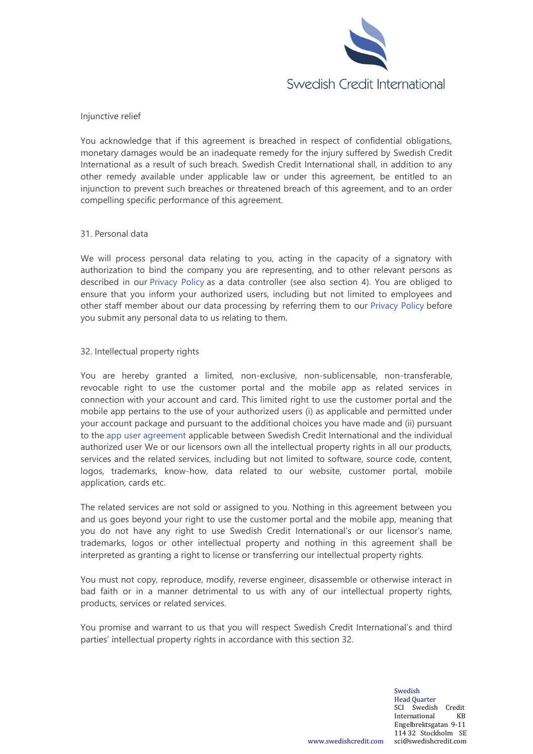Injunctive relief

You acknowledge that if this agreement is breached in respect of confidential obligations, monetary damages would be an inadequate remedy for the injury suffered by Swedish Credit International as a result of such breach. Swedish Credit International shall, in addition to any other remedy available under applicable law or under this agreement, be entitled to an injunction to prevent such breaches or threatened breach of this agreement, and to an order compelling specific performance of this agreement.

## 31. Personal data

We will process personal data relating to you, acting in the capacity of a signatory with authorization to bind the company you are representing, and to other relevant persons as described in our Privacy Policy as a data controller (see also section 4). You are obliged to ensure that you inform your authorized users, including but not limited to employees and other staff member about our data processing by referring them to our Privacy Policy before you submit any personal data to us relating to them.

## 32. Intellectual property rights

You are hereby granted a limited, non-exclusive, non-sublicensable, non-transferable, revocable right to use the customer portal and the mobile app as related services in connection with your account and card. This limited right to use the customer portal and the mobile app pertains to the use of your authorized users (i) as applicable and permitted under your account package and pursuant to the additional choices you have made and (ii) pursuant to the app user agreement applicable between Swedish Credit International and the individual authorized user We or our licensors own all the intellectual property rights in all our products, services and the related services, including but not limited to software, source code, content, logos, trademarks, know-how, data related to our website, customer portal, mobile application, cards etc.

The related services are not sold or assigned to you. Nothing in this agreement between you and us goes beyond your right to use the customer portal and the mobile app, meaning that you do not have any right to use Swedish Credit International's or our licensor's name, trademarks, logos or other intellectual property and nothing in this agreement shall be interpreted as granting a right to license or transferring our intellectual property rights.

You must not copy, reproduce, modify, reverse engineer, disassemble or otherwise interact in bad faith or in a manner detrimental to us with any of our intellectual property rights, products, services or related services.

You promise and warrant to us that you will respect Swedish Credit International's and third parties' intellectual property rights in accordance with this section 32.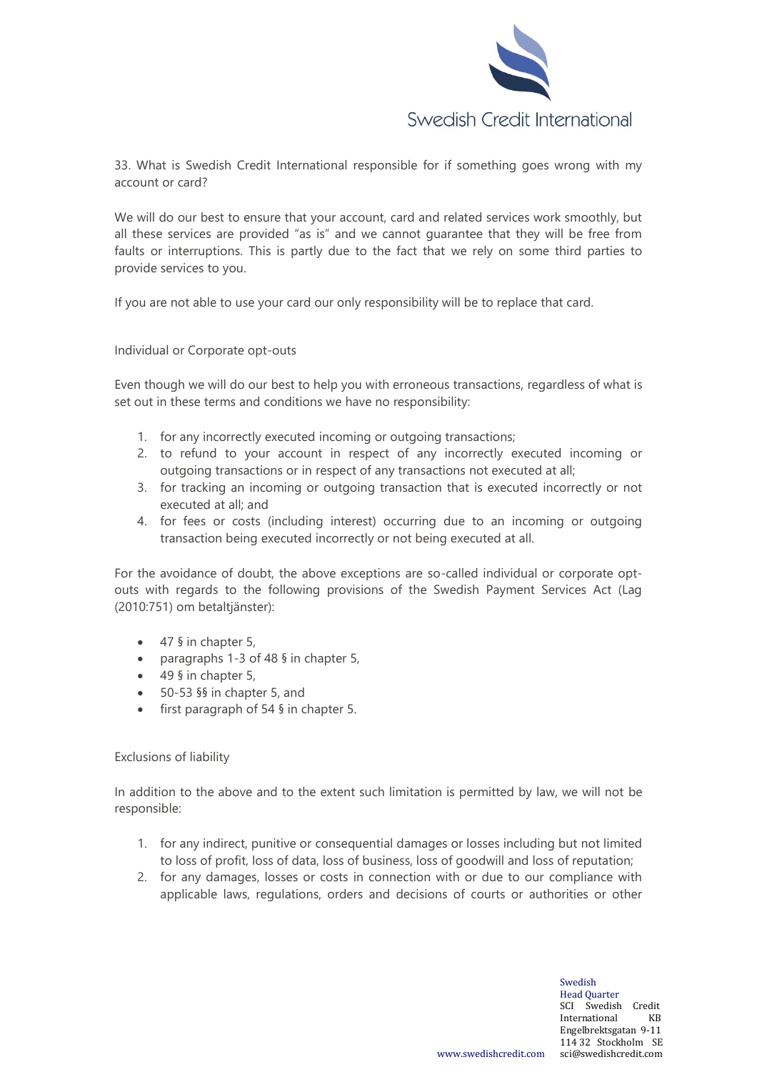33. What is Swedish Credit International responsible for if something goes wrong with my account or card?

We will do our best to ensure that your account, card and related services work smoothly, but all these services are provided "as is" and we cannot guarantee that they will be free from faults or interruptions. This is partly due to the fact that we rely on some third parties to provide services to you.

If you are not able to use your card our only responsibility will be to replace that card.

Individual or Corporate opt-outs

Even though we will do our best to help you with erroneous transactions, regardless of what is set out in these terms and conditions we have no responsibility:

1. for any incorrectly executed incoming or outgoing transactions;
2. to refund to your account in respect of any incorrectly executed incoming or outgoing transactions or in respect of any transactions not executed at all;
3. for tracking an incoming or outgoing transaction that is executed incorrectly or not executed at all; and
4. for fees or costs (including interest) occurring due to an incoming or outgoing transaction being executed incorrectly or not being executed at all.

For the avoidance of doubt, the above exceptions are so-called individual or corporate opt-outs with regards to the following provisions of the Swedish Payment Services Act (Lag (2010:751) om betaltjänster):

- 47 § in chapter 5,
- paragraphs 1-3 of 48 § in chapter 5,
- 49 § in chapter 5,
- 50-53 §§ in chapter 5, and
- first paragraph of 54 § in chapter 5.

Exclusions of liability

In addition to the above and to the extent such limitation is permitted by law, we will not be responsible:

1. for any indirect, punitive or consequential damages or losses including but not limited to loss of profit, loss of data, loss of business, loss of goodwill and loss of reputation;
2. for any damages, losses or costs in connection with or due to our compliance with applicable laws, regulations, orders and decisions of courts or authorities or other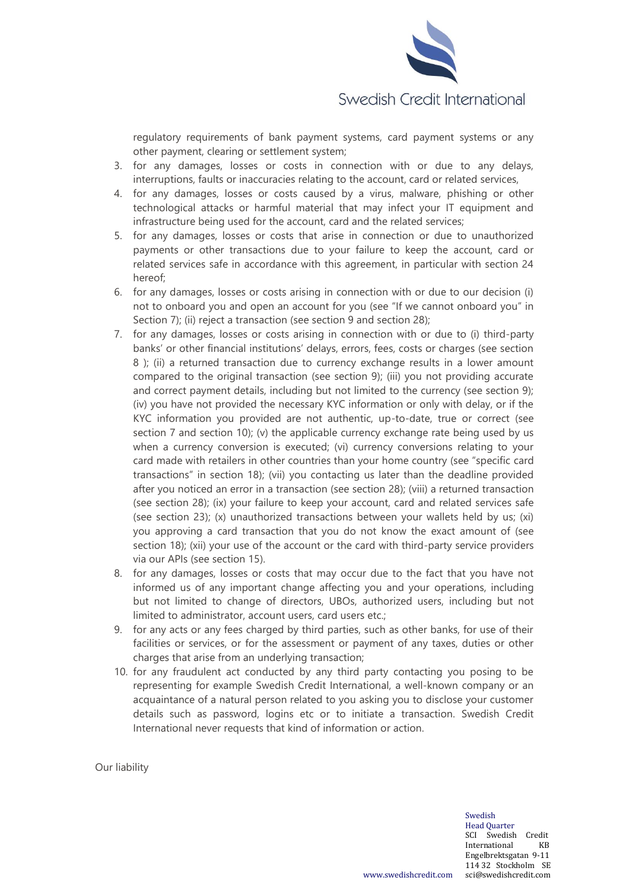regulatory requirements of bank payment systems, card payment systems or any other payment, clearing or settlement system;

3. for any damages, losses or costs in connection with or due to any delays, interruptions, faults or inaccuracies relating to the account, card or related services,
4. for any damages, losses or costs caused by a virus, malware, phishing or other technological attacks or harmful material that may infect your IT equipment and infrastructure being used for the account, card and the related services;
5. for any damages, losses or costs that arise in connection or due to unauthorized payments or other transactions due to your failure to keep the account, card or related services safe in accordance with this agreement, in particular with section 24 hereof;
6. for any damages, losses or costs arising in connection with or due to our decision (i) not to onboard you and open an account for you (see "If we cannot onboard you" in Section 7); (ii) reject a transaction (see section 9 and section 28);
7. for any damages, losses or costs arising in connection with or due to (i) third-party banks' or other financial institutions' delays, errors, fees, costs or charges (see section 8 ); (ii) a returned transaction due to currency exchange results in a lower amount compared to the original transaction (see section 9); (iii) you not providing accurate and correct payment details, including but not limited to the currency (see section 9); (iv) you have not provided the necessary KYC information or only with delay, or if the KYC information you provided are not authentic, up-to-date, true or correct (see section 7 and section 10); (v) the applicable currency exchange rate being used by us when a currency conversion is executed; (vi) currency conversions relating to your card made with retailers in other countries than your home country (see "specific card transactions" in section 18); (vii) you contacting us later than the deadline provided after you noticed an error in a transaction (see section 28); (viii) a returned transaction (see section 28); (ix) your failure to keep your account, card and related services safe (see section 23); (x) unauthorized transactions between your wallets held by us; (xi) you approving a card transaction that you do not know the exact amount of (see section 18); (xii) your use of the account or the card with third-party service providers via our APIs (see section 15).
8. for any damages, losses or costs that may occur due to the fact that you have not informed us of any important change affecting you and your operations, including but not limited to change of directors, UBOs, authorized users, including but not limited to administrator, account users, card users etc.;
9. for any acts or any fees charged by third parties, such as other banks, for use of their facilities or services, or for the assessment or payment of any taxes, duties or other charges that arise from an underlying transaction;
10. for any fraudulent act conducted by any third party contacting you posing to be representing for example Swedish Credit International, a well-known company or an acquaintance of a natural person related to you asking you to disclose your customer details such as password, logins etc or to initiate a transaction. Swedish Credit International never requests that kind of information or action.

Our liability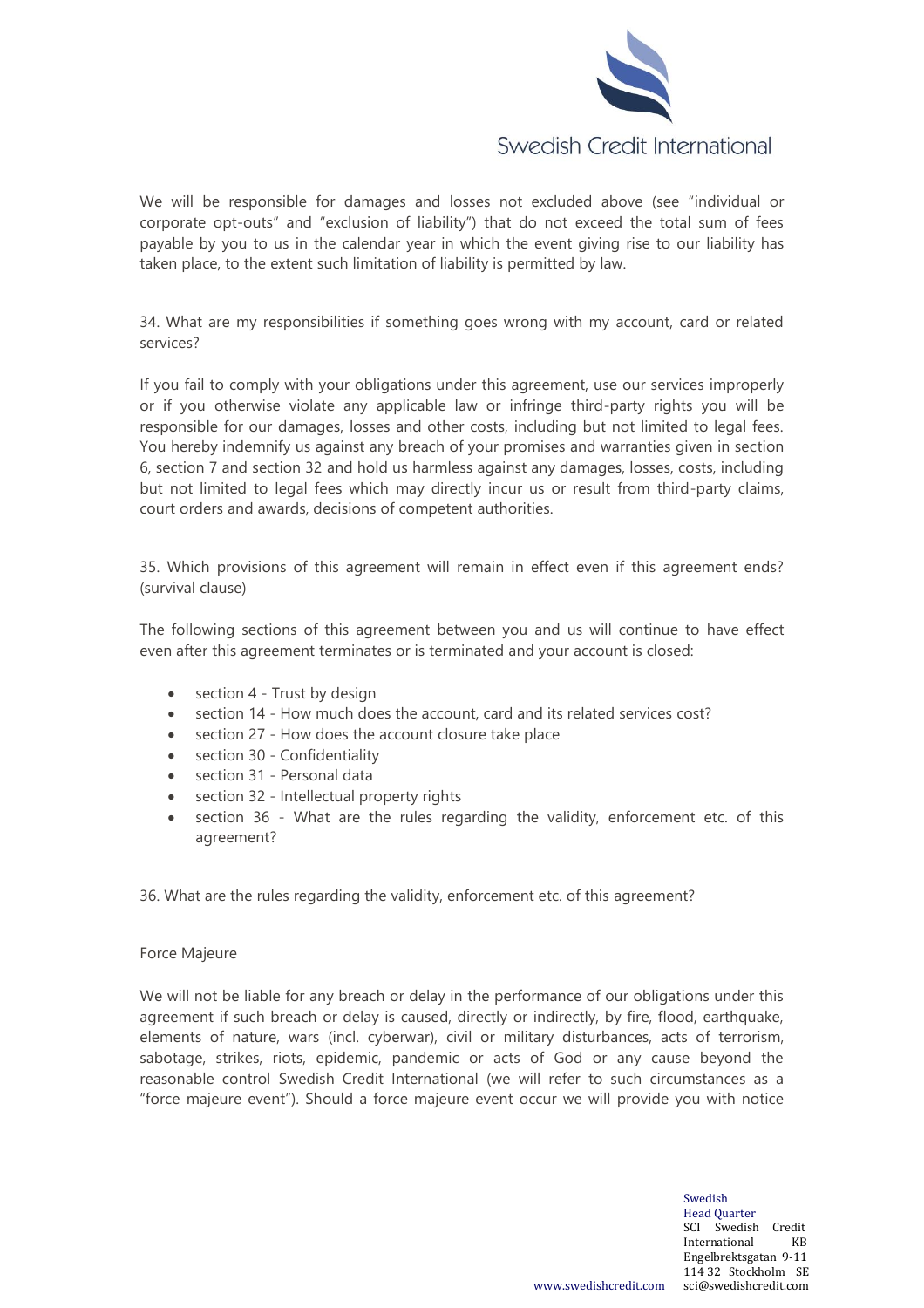We will be responsible for damages and losses not excluded above (see "individual or corporate opt-outs" and "exclusion of liability") that do not exceed the total sum of fees payable by you to us in the calendar year in which the event giving rise to our liability has taken place, to the extent such limitation of liability is permitted by law.

## 34. What are my responsibilities if something goes wrong with my account, card or related services?

If you fail to comply with your obligations under this agreement, use our services improperly or if you otherwise violate any applicable law or infringe third-party rights you will be responsible for our damages, losses and other costs, including but not limited to legal fees. You hereby indemnify us against any breach of your promises and warranties given in section 6, section 7 and section 32 and hold us harmless against any damages, losses, costs, including but not limited to legal fees which may directly incur us or result from third-party claims, court orders and awards, decisions of competent authorities.

## 35. Which provisions of this agreement will remain in effect even if this agreement ends? (survival clause)

The following sections of this agreement between you and us will continue to have effect even after this agreement terminates or is terminated and your account is closed:

- section 4 - Trust by design
- section 14 - How much does the account, card and its related services cost?
- section 27 - How does the account closure take place
- section 30 - Confidentiality
- section 31 - Personal data
- section 32 - Intellectual property rights
- section 36 - What are the rules regarding the validity, enforcement etc. of this agreement?

## 36. What are the rules regarding the validity, enforcement etc. of this agreement?

### Force Majeure

We will not be liable for any breach or delay in the performance of our obligations under this agreement if such breach or delay is caused, directly or indirectly, by fire, flood, earthquake, elements of nature, wars (incl. cyberwar), civil or military disturbances, acts of terrorism, sabotage, strikes, riots, epidemic, pandemic or acts of God or any cause beyond the reasonable control Swedish Credit International (we will refer to such circumstances as a "force majeure event"). Should a force majeure event occur we will provide you with notice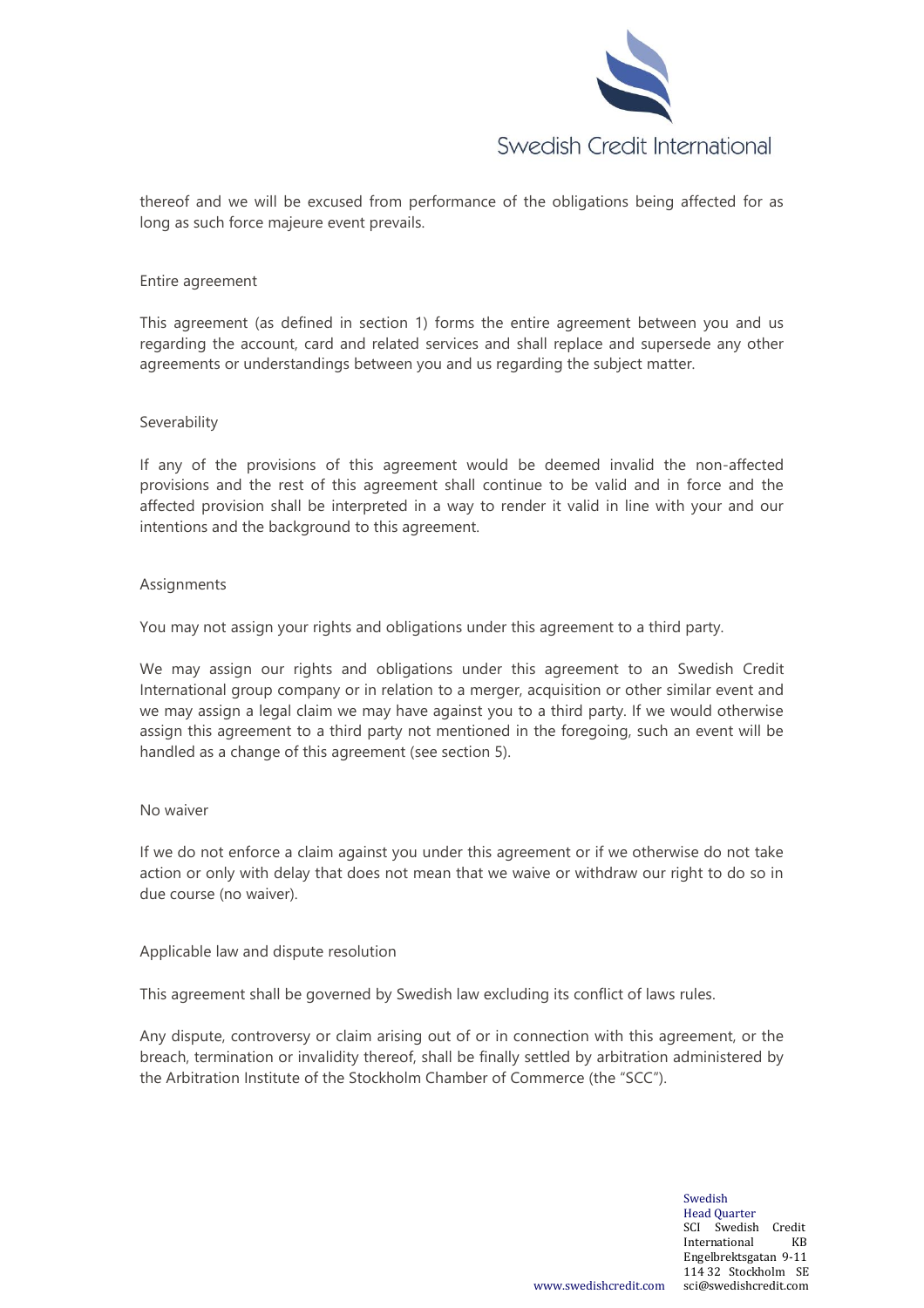thereof and we will be excused from performance of the obligations being affected for as long as such force majeure event prevails.

### Entire agreement

This agreement (as defined in section 1) forms the entire agreement between you and us regarding the account, card and related services and shall replace and supersede any other agreements or understandings between you and us regarding the subject matter.

### Severability

If any of the provisions of this agreement would be deemed invalid the non-affected provisions and the rest of this agreement shall continue to be valid and in force and the affected provision shall be interpreted in a way to render it valid in line with your and our intentions and the background to this agreement.

### Assignments

You may not assign your rights and obligations under this agreement to a third party.

We may assign our rights and obligations under this agreement to an Swedish Credit International group company or in relation to a merger, acquisition or other similar event and we may assign a legal claim we may have against you to a third party. If we would otherwise assign this agreement to a third party not mentioned in the foregoing, such an event will be handled as a change of this agreement (see section 5).

### No waiver

If we do not enforce a claim against you under this agreement or if we otherwise do not take action or only with delay that does not mean that we waive or withdraw our right to do so in due course (no waiver).

### Applicable law and dispute resolution

This agreement shall be governed by Swedish law excluding its conflict of laws rules.

Any dispute, controversy or claim arising out of or in connection with this agreement, or the breach, termination or invalidity thereof, shall be finally settled by arbitration administered by the Arbitration Institute of the Stockholm Chamber of Commerce (the "SCC").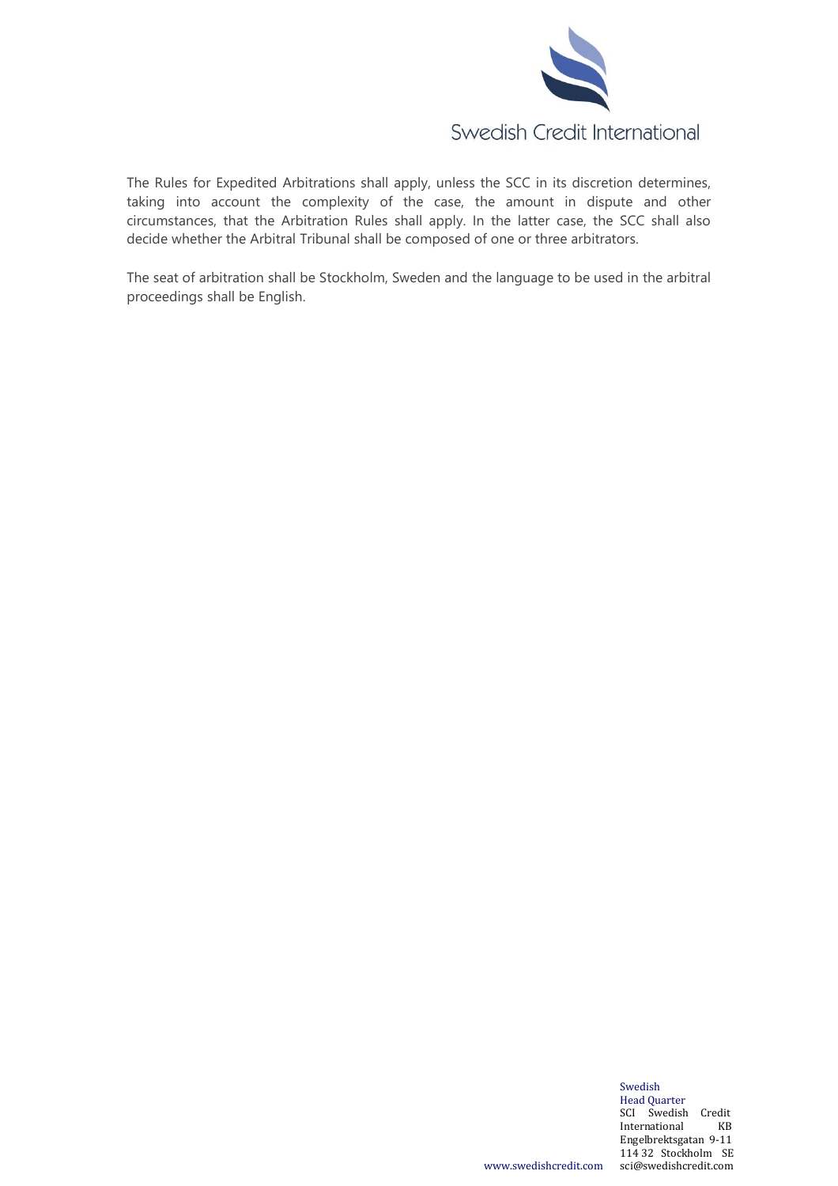The Rules for Expedited Arbitrations shall apply, unless the SCC in its discretion determines, taking into account the complexity of the case, the amount in dispute and other circumstances, that the Arbitration Rules shall apply. In the latter case, the SCC shall also decide whether the Arbitral Tribunal shall be composed of one or three arbitrators.

The seat of arbitration shall be Stockholm, Sweden and the language to be used in the arbitral proceedings shall be English.